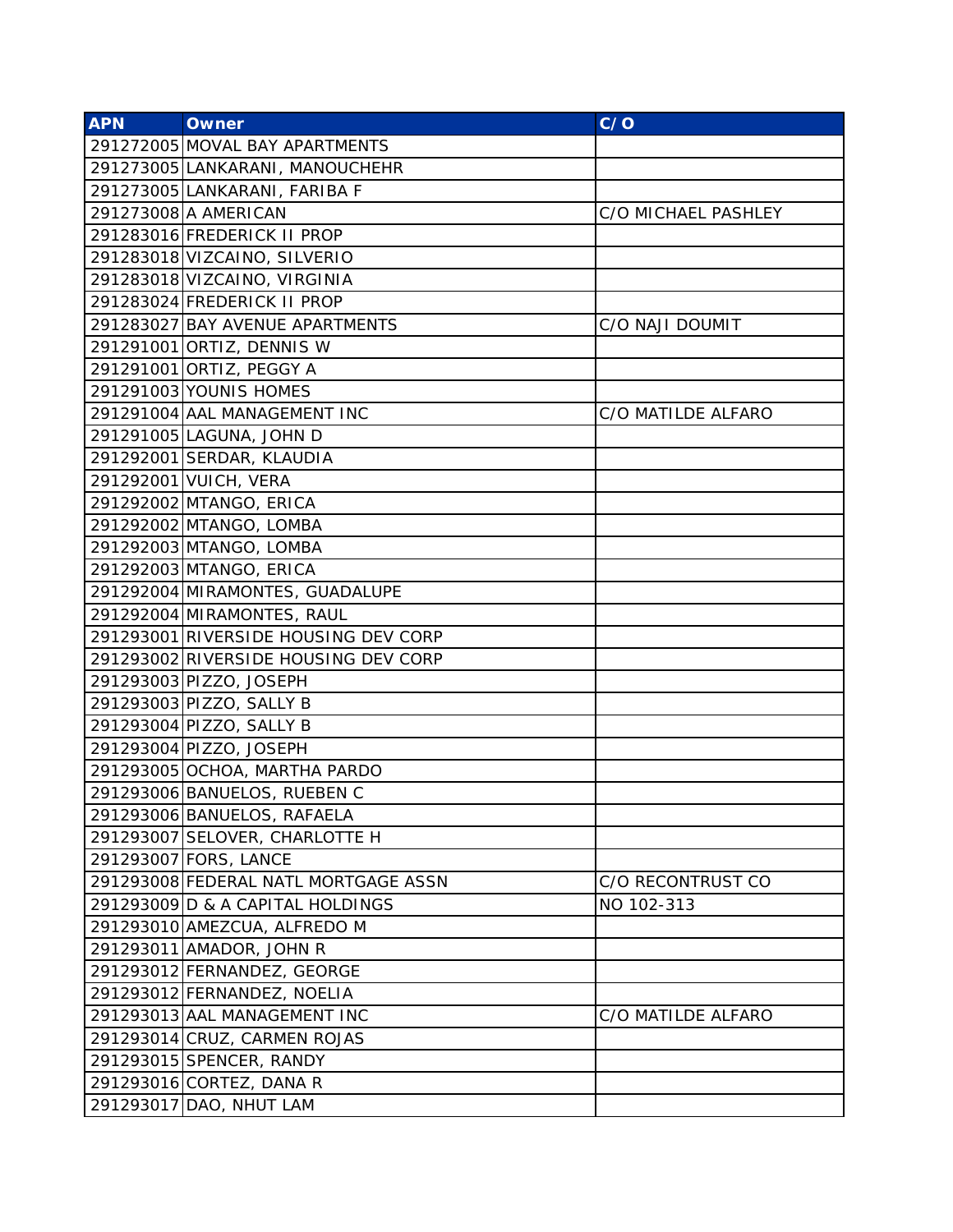| APN | Owner | C/O |
|---|---|---|
| 291272005 | MOVAL BAY APARTMENTS | |
| 291273005 | LANKARANI, MANOUCHEHR | |
| 291273005 | LANKARANI, FARIBA F | |
| 291273008 | A AMERICAN | C/O MICHAEL PASHLEY |
| 291283016 | FREDERICK II PROP | |
| 291283018 | VIZCAINO, SILVERIO | |
| 291283018 | VIZCAINO, VIRGINIA | |
| 291283024 | FREDERICK II PROP | |
| 291283027 | BAY AVENUE APARTMENTS | C/O NAJI DOUMIT |
| 291291001 | ORTIZ, DENNIS W | |
| 291291001 | ORTIZ, PEGGY A | |
| 291291003 | YOUNIS HOMES | |
| 291291004 | AAL MANAGEMENT INC | C/O MATILDE ALFARO |
| 291291005 | LAGUNA, JOHN D | |
| 291292001 | SERDAR, KLAUDIA | |
| 291292001 | VUICH, VERA | |
| 291292002 | MTANGO, ERICA | |
| 291292002 | MTANGO, LOMBA | |
| 291292003 | MTANGO, LOMBA | |
| 291292003 | MTANGO, ERICA | |
| 291292004 | MIRAMONTES, GUADALUPE | |
| 291292004 | MIRAMONTES, RAUL | |
| 291293001 | RIVERSIDE HOUSING DEV CORP | |
| 291293002 | RIVERSIDE HOUSING DEV CORP | |
| 291293003 | PIZZO, JOSEPH | |
| 291293003 | PIZZO, SALLY B | |
| 291293004 | PIZZO, SALLY B | |
| 291293004 | PIZZO, JOSEPH | |
| 291293005 | OCHOA, MARTHA PARDO | |
| 291293006 | BANUELOS, RUEBEN C | |
| 291293006 | BANUELOS, RAFAELA | |
| 291293007 | SELOVER, CHARLOTTE H | |
| 291293007 | FORS, LANCE | |
| 291293008 | FEDERAL NATL MORTGAGE ASSN | C/O RECONTRUST CO |
| 291293009 | D & A CAPITAL HOLDINGS | NO 102-313 |
| 291293010 | AMEZCUA, ALFREDO M | |
| 291293011 | AMADOR, JOHN R | |
| 291293012 | FERNANDEZ, GEORGE | |
| 291293012 | FERNANDEZ, NOELIA | |
| 291293013 | AAL MANAGEMENT INC | C/O MATILDE ALFARO |
| 291293014 | CRUZ, CARMEN ROJAS | |
| 291293015 | SPENCER, RANDY | |
| 291293016 | CORTEZ, DANA R | |
| 291293017 | DAO, NHUT LAM | |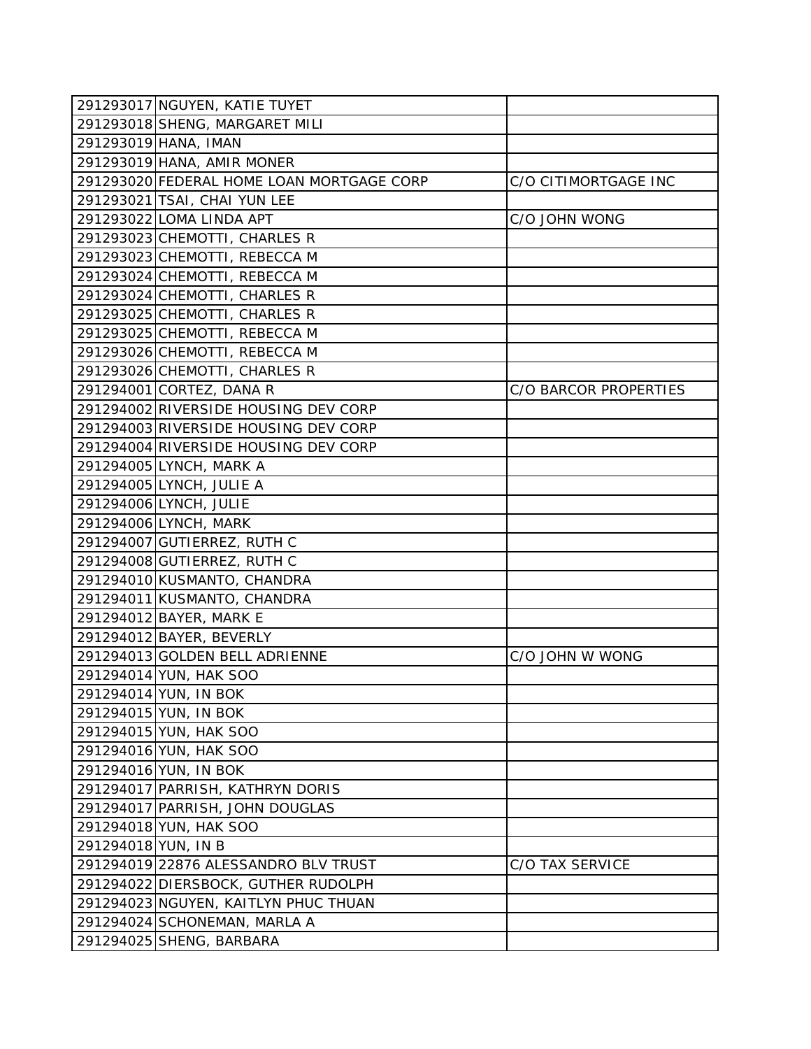| | | |
|---|---|---|
| 291293017 | NGUYEN, KATIE TUYET | |
| 291293018 | SHENG, MARGARET MILI | |
| 291293019 | HANA, IMAN | |
| 291293019 | HANA, AMIR MONER | |
| 291293020 | FEDERAL HOME LOAN MORTGAGE CORP | C/O CITIMORTGAGE INC |
| 291293021 | TSAI, CHAI YUN LEE | |
| 291293022 | LOMA LINDA APT | C/O JOHN WONG |
| 291293023 | CHEMOTTI, CHARLES R | |
| 291293023 | CHEMOTTI, REBECCA M | |
| 291293024 | CHEMOTTI, REBECCA M | |
| 291293024 | CHEMOTTI, CHARLES R | |
| 291293025 | CHEMOTTI, CHARLES R | |
| 291293025 | CHEMOTTI, REBECCA M | |
| 291293026 | CHEMOTTI, REBECCA M | |
| 291293026 | CHEMOTTI, CHARLES R | |
| 291294001 | CORTEZ, DANA R | C/O BARCOR PROPERTIES |
| 291294002 | RIVERSIDE HOUSING DEV CORP | |
| 291294003 | RIVERSIDE HOUSING DEV CORP | |
| 291294004 | RIVERSIDE HOUSING DEV CORP | |
| 291294005 | LYNCH, MARK A | |
| 291294005 | LYNCH, JULIE A | |
| 291294006 | LYNCH, JULIE | |
| 291294006 | LYNCH, MARK | |
| 291294007 | GUTIERREZ, RUTH C | |
| 291294008 | GUTIERREZ, RUTH C | |
| 291294010 | KUSMANTO, CHANDRA | |
| 291294011 | KUSMANTO, CHANDRA | |
| 291294012 | BAYER, MARK E | |
| 291294012 | BAYER, BEVERLY | |
| 291294013 | GOLDEN BELL ADRIENNE | C/O JOHN W WONG |
| 291294014 | YUN, HAK SOO | |
| 291294014 | YUN, IN BOK | |
| 291294015 | YUN, IN BOK | |
| 291294015 | YUN, HAK SOO | |
| 291294016 | YUN, HAK SOO | |
| 291294016 | YUN, IN BOK | |
| 291294017 | PARRISH, KATHRYN DORIS | |
| 291294017 | PARRISH, JOHN DOUGLAS | |
| 291294018 | YUN, HAK SOO | |
| 291294018 | YUN, IN B | |
| 291294019 | 22876 ALESSANDRO BLV TRUST | C/O TAX SERVICE |
| 291294022 | DIERSBOCK, GUTHER RUDOLPH | |
| 291294023 | NGUYEN, KAITLYN PHUC THUAN | |
| 291294024 | SCHONEMAN, MARLA A | |
| 291294025 | SHENG, BARBARA | |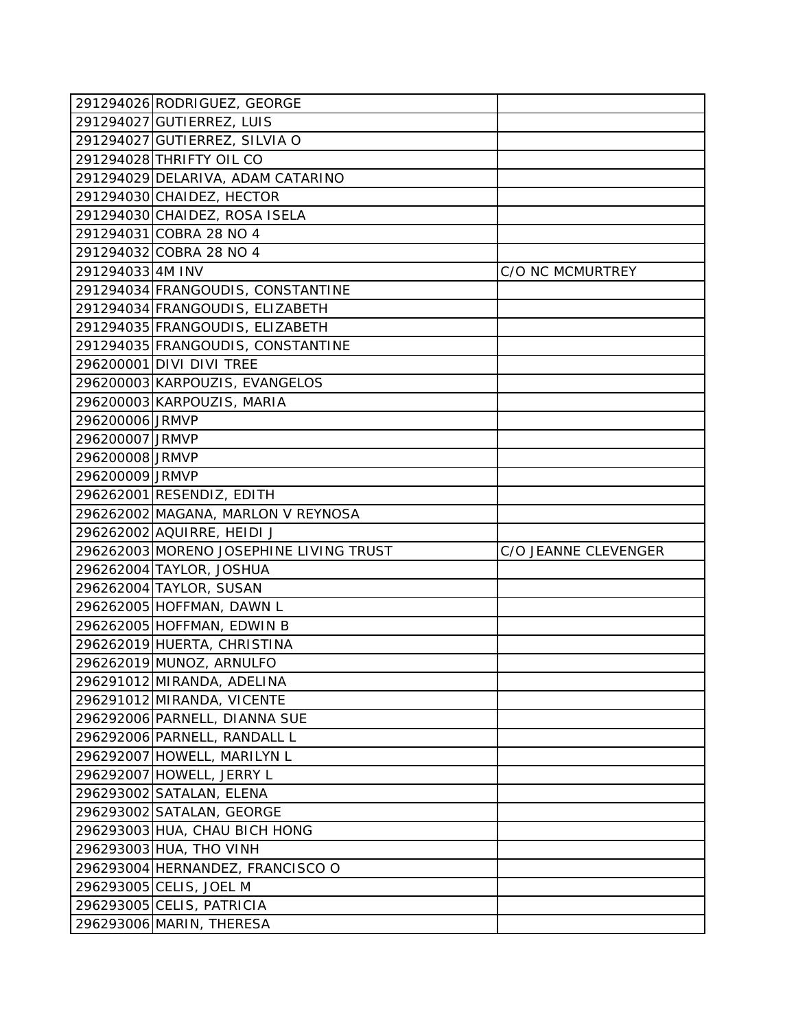| | | |
|---|---|---|
| 291294026 | RODRIGUEZ, GEORGE | |
| 291294027 | GUTIERREZ, LUIS | |
| 291294027 | GUTIERREZ, SILVIA O | |
| 291294028 | THRIFTY OIL CO | |
| 291294029 | DELARIVA, ADAM CATARINO | |
| 291294030 | CHAIDEZ, HECTOR | |
| 291294030 | CHAIDEZ, ROSA ISELA | |
| 291294031 | COBRA 28 NO 4 | |
| 291294032 | COBRA 28 NO 4 | |
| 291294033 | 4M INV | C/O NC MCMURTREY |
| 291294034 | FRANGOUDIS, CONSTANTINE | |
| 291294034 | FRANGOUDIS, ELIZABETH | |
| 291294035 | FRANGOUDIS, ELIZABETH | |
| 291294035 | FRANGOUDIS, CONSTANTINE | |
| 296200001 | DIVI DIVI TREE | |
| 296200003 | KARPOUZIS, EVANGELOS | |
| 296200003 | KARPOUZIS, MARIA | |
| 296200006 | JRMVP | |
| 296200007 | JRMVP | |
| 296200008 | JRMVP | |
| 296200009 | JRMVP | |
| 296262001 | RESENDIZ, EDITH | |
| 296262002 | MAGANA, MARLON V REYNOSA | |
| 296262002 | AQUIRRE, HEIDI J | |
| 296262003 | MORENO JOSEPHINE LIVING TRUST | C/O JEANNE CLEVENGER |
| 296262004 | TAYLOR, JOSHUA | |
| 296262004 | TAYLOR, SUSAN | |
| 296262005 | HOFFMAN, DAWN L | |
| 296262005 | HOFFMAN, EDWIN B | |
| 296262019 | HUERTA, CHRISTINA | |
| 296262019 | MUNOZ, ARNULFO | |
| 296291012 | MIRANDA, ADELINA | |
| 296291012 | MIRANDA, VICENTE | |
| 296292006 | PARNELL, DIANNA SUE | |
| 296292006 | PARNELL, RANDALL L | |
| 296292007 | HOWELL, MARILYN L | |
| 296292007 | HOWELL, JERRY L | |
| 296293002 | SATALAN, ELENA | |
| 296293002 | SATALAN, GEORGE | |
| 296293003 | HUA, CHAU BICH HONG | |
| 296293003 | HUA, THO VINH | |
| 296293004 | HERNANDEZ, FRANCISCO O | |
| 296293005 | CELIS, JOEL M | |
| 296293005 | CELIS, PATRICIA | |
| 296293006 | MARIN, THERESA | |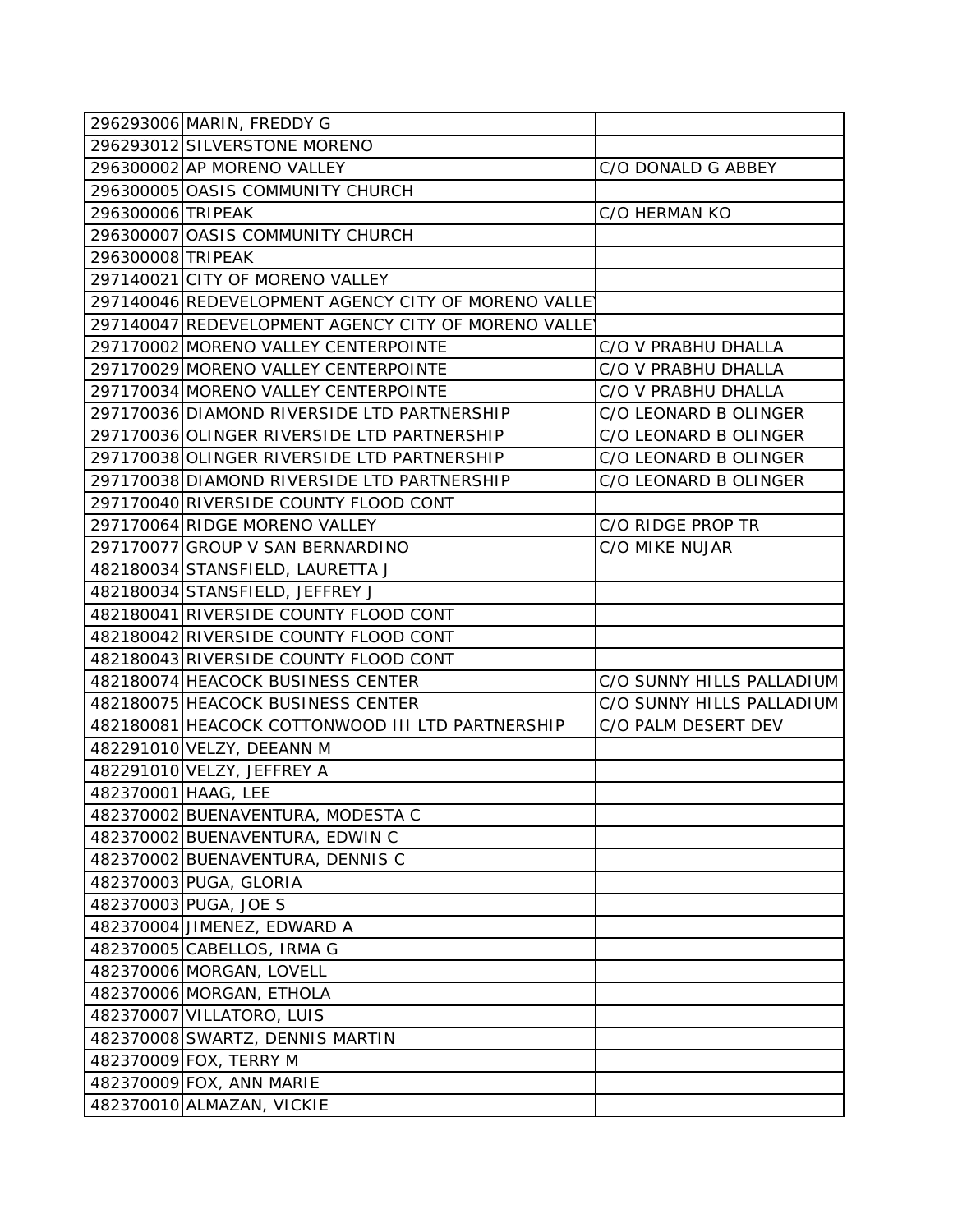| | | |
|---|---|---|
| 296293006 | MARIN, FREDDY G | |
| 296293012 | SILVERSTONE MORENO | |
| 296300002 | AP MORENO VALLEY | C/O DONALD G ABBEY |
| 296300005 | OASIS COMMUNITY CHURCH | |
| 296300006 | TRIPEAK | C/O HERMAN KO |
| 296300007 | OASIS COMMUNITY CHURCH | |
| 296300008 | TRIPEAK | |
| 297140021 | CITY OF MORENO VALLEY | |
| 297140046 | REDEVELOPMENT AGENCY CITY OF MORENO VALLEY | |
| 297140047 | REDEVELOPMENT AGENCY CITY OF MORENO VALLEY | |
| 297170002 | MORENO VALLEY CENTERPOINTE | C/O V PRABHU DHALLA |
| 297170029 | MORENO VALLEY CENTERPOINTE | C/O V PRABHU DHALLA |
| 297170034 | MORENO VALLEY CENTERPOINTE | C/O V PRABHU DHALLA |
| 297170036 | DIAMOND RIVERSIDE LTD PARTNERSHIP | C/O LEONARD B OLINGER |
| 297170036 | OLINGER RIVERSIDE LTD PARTNERSHIP | C/O LEONARD B OLINGER |
| 297170038 | OLINGER RIVERSIDE LTD PARTNERSHIP | C/O LEONARD B OLINGER |
| 297170038 | DIAMOND RIVERSIDE LTD PARTNERSHIP | C/O LEONARD B OLINGER |
| 297170040 | RIVERSIDE COUNTY FLOOD CONT | |
| 297170064 | RIDGE MORENO VALLEY | C/O RIDGE PROP TR |
| 297170077 | GROUP V SAN BERNARDINO | C/O MIKE NUJAR |
| 482180034 | STANSFIELD, LAURETTA J | |
| 482180034 | STANSFIELD, JEFFREY J | |
| 482180041 | RIVERSIDE COUNTY FLOOD CONT | |
| 482180042 | RIVERSIDE COUNTY FLOOD CONT | |
| 482180043 | RIVERSIDE COUNTY FLOOD CONT | |
| 482180074 | HEACOCK BUSINESS CENTER | C/O SUNNY HILLS PALLADIUM |
| 482180075 | HEACOCK BUSINESS CENTER | C/O SUNNY HILLS PALLADIUM |
| 482180081 | HEACOCK COTTONWOOD III LTD PARTNERSHIP | C/O PALM DESERT DEV |
| 482291010 | VELZY, DEEANN M | |
| 482291010 | VELZY, JEFFREY A | |
| 482370001 | HAAG, LEE | |
| 482370002 | BUENAVENTURA, MODESTA C | |
| 482370002 | BUENAVENTURA, EDWIN C | |
| 482370002 | BUENAVENTURA, DENNIS C | |
| 482370003 | PUGA, GLORIA | |
| 482370003 | PUGA, JOE S | |
| 482370004 | JIMENEZ, EDWARD A | |
| 482370005 | CABELLOS, IRMA G | |
| 482370006 | MORGAN, LOVELL | |
| 482370006 | MORGAN, ETHOLA | |
| 482370007 | VILLATORO, LUIS | |
| 482370008 | SWARTZ, DENNIS MARTIN | |
| 482370009 | FOX, TERRY M | |
| 482370009 | FOX, ANN MARIE | |
| 482370010 | ALMAZAN, VICKIE | |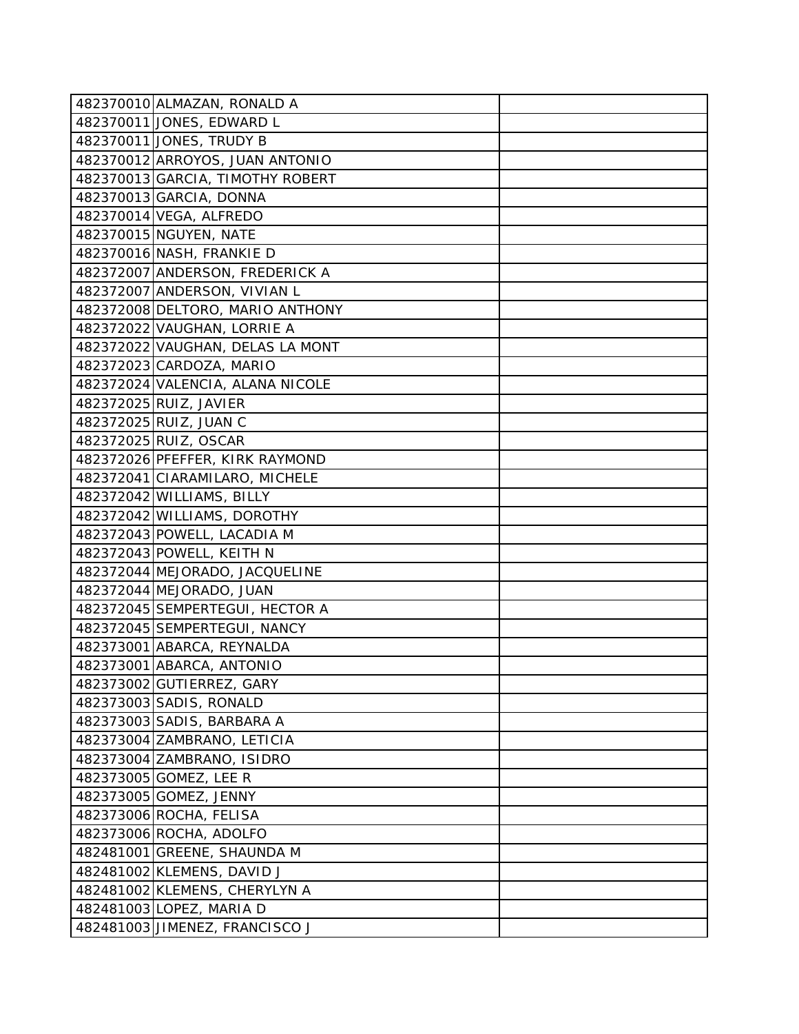| | | |
|---|---|---|
| 482370010 | ALMAZAN, RONALD A | |
| 482370011 | JONES, EDWARD L | |
| 482370011 | JONES, TRUDY B | |
| 482370012 | ARROYOS, JUAN ANTONIO | |
| 482370013 | GARCIA, TIMOTHY ROBERT | |
| 482370013 | GARCIA, DONNA | |
| 482370014 | VEGA, ALFREDO | |
| 482370015 | NGUYEN, NATE | |
| 482370016 | NASH, FRANKIE D | |
| 482372007 | ANDERSON, FREDERICK A | |
| 482372007 | ANDERSON, VIVIAN L | |
| 482372008 | DELTORO, MARIO ANTHONY | |
| 482372022 | VAUGHAN, LORRIE A | |
| 482372022 | VAUGHAN, DELAS LA MONT | |
| 482372023 | CARDOZA, MARIO | |
| 482372024 | VALENCIA, ALANA NICOLE | |
| 482372025 | RUIZ, JAVIER | |
| 482372025 | RUIZ, JUAN C | |
| 482372025 | RUIZ, OSCAR | |
| 482372026 | PFEFFER, KIRK RAYMOND | |
| 482372041 | CIARAMILARO, MICHELE | |
| 482372042 | WILLIAMS, BILLY | |
| 482372042 | WILLIAMS, DOROTHY | |
| 482372043 | POWELL, LACADIA M | |
| 482372043 | POWELL, KEITH N | |
| 482372044 | MEJORADO, JACQUELINE | |
| 482372044 | MEJORADO, JUAN | |
| 482372045 | SEMPERTEGUI, HECTOR A | |
| 482372045 | SEMPERTEGUI, NANCY | |
| 482373001 | ABARCA, REYNALDA | |
| 482373001 | ABARCA, ANTONIO | |
| 482373002 | GUTIERREZ, GARY | |
| 482373003 | SADIS, RONALD | |
| 482373003 | SADIS, BARBARA A | |
| 482373004 | ZAMBRANO, LETICIA | |
| 482373004 | ZAMBRANO, ISIDRO | |
| 482373005 | GOMEZ, LEE R | |
| 482373005 | GOMEZ, JENNY | |
| 482373006 | ROCHA, FELISA | |
| 482373006 | ROCHA, ADOLFO | |
| 482481001 | GREENE, SHAUNDA M | |
| 482481002 | KLEMENS, DAVID J | |
| 482481002 | KLEMENS, CHERYLYN A | |
| 482481003 | LOPEZ, MARIA D | |
| 482481003 | JIMENEZ, FRANCISCO J | |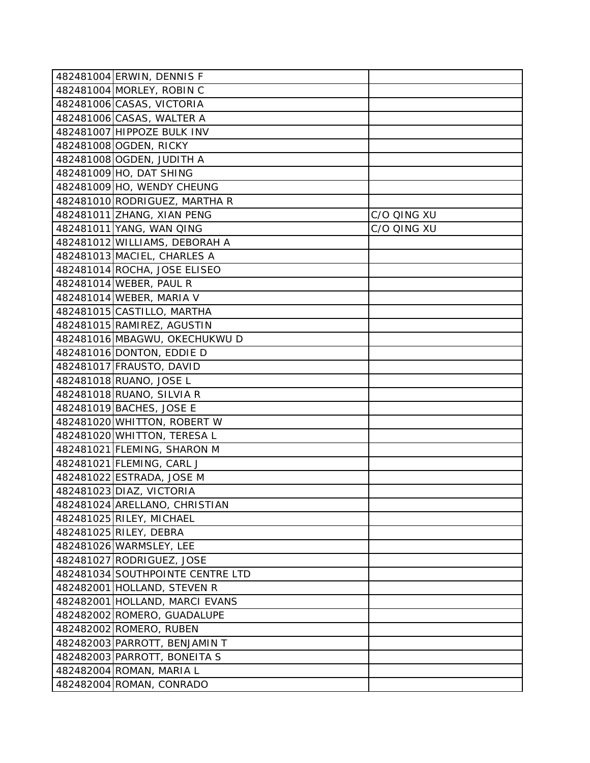| | | |
|---|---|---|
| 482481004 | ERWIN, DENNIS F | |
| 482481004 | MORLEY, ROBIN C | |
| 482481006 | CASAS, VICTORIA | |
| 482481006 | CASAS, WALTER A | |
| 482481007 | HIPPOZE BULK INV | |
| 482481008 | OGDEN, RICKY | |
| 482481008 | OGDEN, JUDITH A | |
| 482481009 | HO, DAT SHING | |
| 482481009 | HO, WENDY CHEUNG | |
| 482481010 | RODRIGUEZ, MARTHA R | |
| 482481011 | ZHANG, XIAN PENG | C/O QING XU |
| 482481011 | YANG, WAN QING | C/O QING XU |
| 482481012 | WILLIAMS, DEBORAH A | |
| 482481013 | MACIEL, CHARLES A | |
| 482481014 | ROCHA, JOSE ELISEO | |
| 482481014 | WEBER, PAUL R | |
| 482481014 | WEBER, MARIA V | |
| 482481015 | CASTILLO, MARTHA | |
| 482481015 | RAMIREZ, AGUSTIN | |
| 482481016 | MBAGWU, OKECHUKWU D | |
| 482481016 | DONTON, EDDIE D | |
| 482481017 | FRAUSTO, DAVID | |
| 482481018 | RUANO, JOSE L | |
| 482481018 | RUANO, SILVIA R | |
| 482481019 | BACHES, JOSE E | |
| 482481020 | WHITTON, ROBERT W | |
| 482481020 | WHITTON, TERESA L | |
| 482481021 | FLEMING, SHARON M | |
| 482481021 | FLEMING, CARL J | |
| 482481022 | ESTRADA, JOSE M | |
| 482481023 | DIAZ, VICTORIA | |
| 482481024 | ARELLANO, CHRISTIAN | |
| 482481025 | RILEY, MICHAEL | |
| 482481025 | RILEY, DEBRA | |
| 482481026 | WARMSLEY, LEE | |
| 482481027 | RODRIGUEZ, JOSE | |
| 482481034 | SOUTHPOINTE CENTRE LTD | |
| 482482001 | HOLLAND, STEVEN R | |
| 482482001 | HOLLAND, MARCI EVANS | |
| 482482002 | ROMERO, GUADALUPE | |
| 482482002 | ROMERO, RUBEN | |
| 482482003 | PARROTT, BENJAMIN T | |
| 482482003 | PARROTT, BONEITA S | |
| 482482004 | ROMAN, MARIA L | |
| 482482004 | ROMAN, CONRADO | |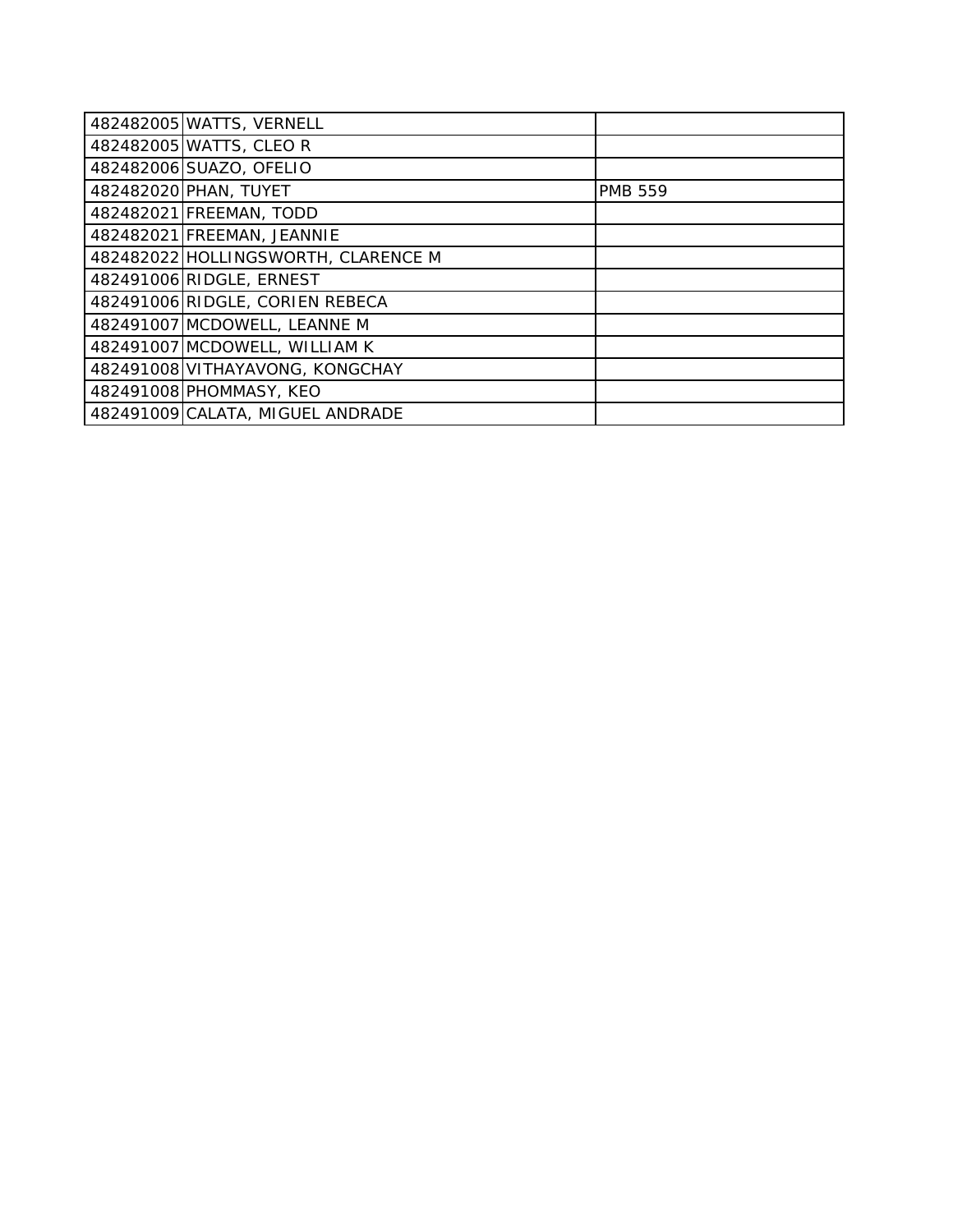| | | |
|---|---|---|
| 482482005 | WATTS, VERNELL | |
| 482482005 | WATTS, CLEO R | |
| 482482006 | SUAZO, OFELIO | |
| 482482020 | PHAN, TUYET | PMB 559 |
| 482482021 | FREEMAN, TODD | |
| 482482021 | FREEMAN, JEANNIE | |
| 482482022 | HOLLINGSWORTH, CLARENCE M | |
| 482491006 | RIDGLE, ERNEST | |
| 482491006 | RIDGLE, CORIEN REBECA | |
| 482491007 | MCDOWELL, LEANNE M | |
| 482491007 | MCDOWELL, WILLIAM K | |
| 482491008 | VITHAYAVONG, KONGCHAY | |
| 482491008 | PHOMMASY, KEO | |
| 482491009 | CALATA, MIGUEL ANDRADE | |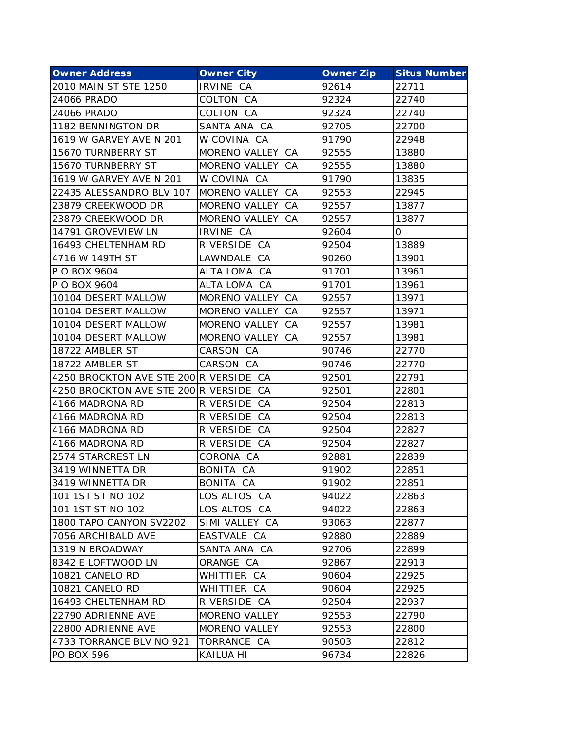| Owner Address | Owner City | Owner Zip | Situs Number |
|---|---|---|---|
| 2010 MAIN ST STE 1250 | IRVINE CA | 92614 | 22711 |
| 24066 PRADO | COLTON CA | 92324 | 22740 |
| 24066 PRADO | COLTON CA | 92324 | 22740 |
| 1182 BENNINGTON DR | SANTA ANA CA | 92705 | 22700 |
| 1619 W GARVEY AVE N 201 | W COVINA CA | 91790 | 22948 |
| 15670 TURNBERRY ST | MORENO VALLEY CA | 92555 | 13880 |
| 15670 TURNBERRY ST | MORENO VALLEY CA | 92555 | 13880 |
| 1619 W GARVEY AVE N 201 | W COVINA CA | 91790 | 13835 |
| 22435 ALESSANDRO BLV 107 | MORENO VALLEY CA | 92553 | 22945 |
| 23879 CREEKWOOD DR | MORENO VALLEY CA | 92557 | 13877 |
| 23879 CREEKWOOD DR | MORENO VALLEY CA | 92557 | 13877 |
| 14791 GROVEVIEW LN | IRVINE CA | 92604 | 0 |
| 16493 CHELTENHAM RD | RIVERSIDE CA | 92504 | 13889 |
| 4716 W 149TH ST | LAWNDALE CA | 90260 | 13901 |
| P O BOX 9604 | ALTA LOMA CA | 91701 | 13961 |
| P O BOX 9604 | ALTA LOMA CA | 91701 | 13961 |
| 10104 DESERT MALLOW | MORENO VALLEY CA | 92557 | 13971 |
| 10104 DESERT MALLOW | MORENO VALLEY CA | 92557 | 13971 |
| 10104 DESERT MALLOW | MORENO VALLEY CA | 92557 | 13981 |
| 10104 DESERT MALLOW | MORENO VALLEY CA | 92557 | 13981 |
| 18722 AMBLER ST | CARSON CA | 90746 | 22770 |
| 18722 AMBLER ST | CARSON CA | 90746 | 22770 |
| 4250 BROCKTON AVE STE 200 | RIVERSIDE CA | 92501 | 22791 |
| 4250 BROCKTON AVE STE 200 | RIVERSIDE CA | 92501 | 22801 |
| 4166 MADRONA RD | RIVERSIDE CA | 92504 | 22813 |
| 4166 MADRONA RD | RIVERSIDE CA | 92504 | 22813 |
| 4166 MADRONA RD | RIVERSIDE CA | 92504 | 22827 |
| 4166 MADRONA RD | RIVERSIDE CA | 92504 | 22827 |
| 2574 STARCREST LN | CORONA CA | 92881 | 22839 |
| 3419 WINNETTA DR | BONITA CA | 91902 | 22851 |
| 3419 WINNETTA DR | BONITA CA | 91902 | 22851 |
| 101 1ST ST NO 102 | LOS ALTOS CA | 94022 | 22863 |
| 101 1ST ST NO 102 | LOS ALTOS CA | 94022 | 22863 |
| 1800 TAPO CANYON SV2202 | SIMI VALLEY CA | 93063 | 22877 |
| 7056 ARCHIBALD AVE | EASTVALE CA | 92880 | 22889 |
| 1319 N BROADWAY | SANTA ANA CA | 92706 | 22899 |
| 8342 E LOFTWOOD LN | ORANGE CA | 92867 | 22913 |
| 10821 CANELO RD | WHITTIER CA | 90604 | 22925 |
| 10821 CANELO RD | WHITTIER CA | 90604 | 22925 |
| 16493 CHELTENHAM RD | RIVERSIDE CA | 92504 | 22937 |
| 22790 ADRIENNE AVE | MORENO VALLEY | 92553 | 22790 |
| 22800 ADRIENNE AVE | MORENO VALLEY | 92553 | 22800 |
| 4733 TORRANCE BLV NO 921 | TORRANCE CA | 90503 | 22812 |
| PO BOX 596 | KAILUA HI | 96734 | 22826 |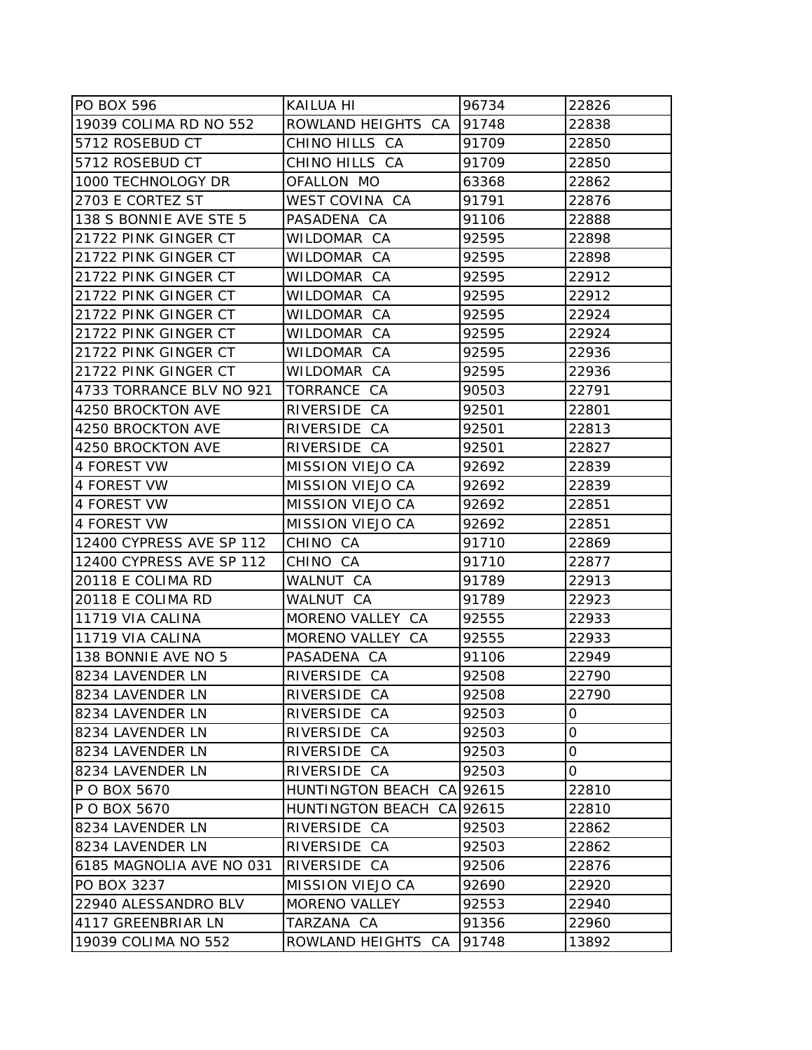| PO BOX 596 | KAILUA HI | 96734 | 22826 |
|---|---|---|---|
| 19039 COLIMA RD NO 552 | ROWLAND HEIGHTS CA | 91748 | 22838 |
| 5712 ROSEBUD CT | CHINO HILLS CA | 91709 | 22850 |
| 5712 ROSEBUD CT | CHINO HILLS CA | 91709 | 22850 |
| 1000 TECHNOLOGY DR | OFALLON MO | 63368 | 22862 |
| 2703 E CORTEZ ST | WEST COVINA CA | 91791 | 22876 |
| 138 S BONNIE AVE STE 5 | PASADENA CA | 91106 | 22888 |
| 21722 PINK GINGER CT | WILDOMAR CA | 92595 | 22898 |
| 21722 PINK GINGER CT | WILDOMAR CA | 92595 | 22898 |
| 21722 PINK GINGER CT | WILDOMAR CA | 92595 | 22912 |
| 21722 PINK GINGER CT | WILDOMAR CA | 92595 | 22912 |
| 21722 PINK GINGER CT | WILDOMAR CA | 92595 | 22924 |
| 21722 PINK GINGER CT | WILDOMAR CA | 92595 | 22924 |
| 21722 PINK GINGER CT | WILDOMAR CA | 92595 | 22936 |
| 21722 PINK GINGER CT | WILDOMAR CA | 92595 | 22936 |
| 4733 TORRANCE BLV NO 921 | TORRANCE CA | 90503 | 22791 |
| 4250 BROCKTON AVE | RIVERSIDE CA | 92501 | 22801 |
| 4250 BROCKTON AVE | RIVERSIDE CA | 92501 | 22813 |
| 4250 BROCKTON AVE | RIVERSIDE CA | 92501 | 22827 |
| 4 FOREST VW | MISSION VIEJO CA | 92692 | 22839 |
| 4 FOREST VW | MISSION VIEJO CA | 92692 | 22839 |
| 4 FOREST VW | MISSION VIEJO CA | 92692 | 22851 |
| 4 FOREST VW | MISSION VIEJO CA | 92692 | 22851 |
| 12400 CYPRESS AVE SP 112 | CHINO CA | 91710 | 22869 |
| 12400 CYPRESS AVE SP 112 | CHINO CA | 91710 | 22877 |
| 20118 E COLIMA RD | WALNUT CA | 91789 | 22913 |
| 20118 E COLIMA RD | WALNUT CA | 91789 | 22923 |
| 11719 VIA CALINA | MORENO VALLEY CA | 92555 | 22933 |
| 11719 VIA CALINA | MORENO VALLEY CA | 92555 | 22933 |
| 138 BONNIE AVE NO 5 | PASADENA CA | 91106 | 22949 |
| 8234 LAVENDER LN | RIVERSIDE CA | 92508 | 22790 |
| 8234 LAVENDER LN | RIVERSIDE CA | 92508 | 22790 |
| 8234 LAVENDER LN | RIVERSIDE CA | 92503 | 0 |
| 8234 LAVENDER LN | RIVERSIDE CA | 92503 | 0 |
| 8234 LAVENDER LN | RIVERSIDE CA | 92503 | 0 |
| 8234 LAVENDER LN | RIVERSIDE CA | 92503 | 0 |
| P O BOX 5670 | HUNTINGTON BEACH CA | 92615 | 22810 |
| P O BOX 5670 | HUNTINGTON BEACH CA | 92615 | 22810 |
| 8234 LAVENDER LN | RIVERSIDE CA | 92503 | 22862 |
| 8234 LAVENDER LN | RIVERSIDE CA | 92503 | 22862 |
| 6185 MAGNOLIA AVE NO 031 | RIVERSIDE CA | 92506 | 22876 |
| PO BOX 3237 | MISSION VIEJO CA | 92690 | 22920 |
| 22940 ALESSANDRO BLV | MORENO VALLEY | 92553 | 22940 |
| 4117 GREENBRIAR LN | TARZANA CA | 91356 | 22960 |
| 19039 COLIMA NO 552 | ROWLAND HEIGHTS CA | 91748 | 13892 |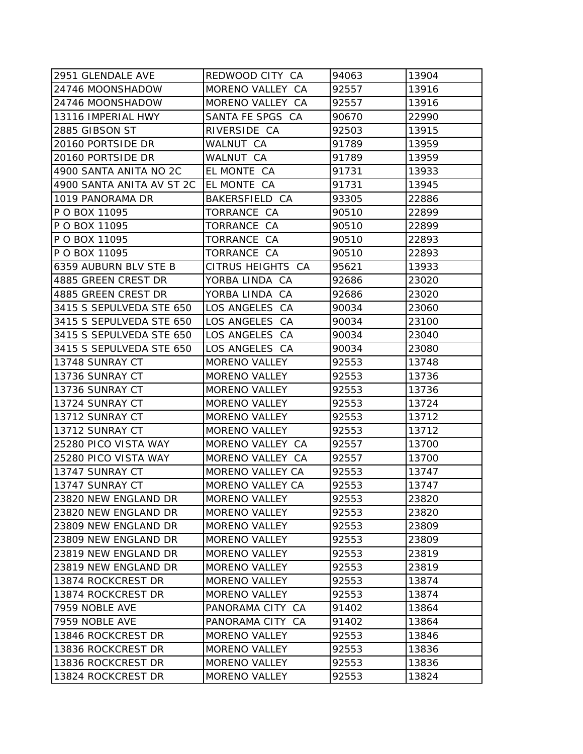| | | | |
|---|---|---|---|
| 2951 GLENDALE AVE | REDWOOD CITY CA | 94063 | 13904 |
| 24746 MOONSHADOW | MORENO VALLEY CA | 92557 | 13916 |
| 24746 MOONSHADOW | MORENO VALLEY CA | 92557 | 13916 |
| 13116 IMPERIAL HWY | SANTA FE SPGS CA | 90670 | 22990 |
| 2885 GIBSON ST | RIVERSIDE CA | 92503 | 13915 |
| 20160 PORTSIDE DR | WALNUT CA | 91789 | 13959 |
| 20160 PORTSIDE DR | WALNUT CA | 91789 | 13959 |
| 4900 SANTA ANITA NO 2C | EL MONTE CA | 91731 | 13933 |
| 4900 SANTA ANITA AV ST 2C | EL MONTE CA | 91731 | 13945 |
| 1019 PANORAMA DR | BAKERSFIELD CA | 93305 | 22886 |
| P O BOX 11095 | TORRANCE CA | 90510 | 22899 |
| P O BOX 11095 | TORRANCE CA | 90510 | 22899 |
| P O BOX 11095 | TORRANCE CA | 90510 | 22893 |
| P O BOX 11095 | TORRANCE CA | 90510 | 22893 |
| 6359 AUBURN BLV STE B | CITRUS HEIGHTS CA | 95621 | 13933 |
| 4885 GREEN CREST DR | YORBA LINDA CA | 92686 | 23020 |
| 4885 GREEN CREST DR | YORBA LINDA CA | 92686 | 23020 |
| 3415 S SEPULVEDA STE 650 | LOS ANGELES CA | 90034 | 23060 |
| 3415 S SEPULVEDA STE 650 | LOS ANGELES CA | 90034 | 23100 |
| 3415 S SEPULVEDA STE 650 | LOS ANGELES CA | 90034 | 23040 |
| 3415 S SEPULVEDA STE 650 | LOS ANGELES CA | 90034 | 23080 |
| 13748 SUNRAY CT | MORENO VALLEY | 92553 | 13748 |
| 13736 SUNRAY CT | MORENO VALLEY | 92553 | 13736 |
| 13736 SUNRAY CT | MORENO VALLEY | 92553 | 13736 |
| 13724 SUNRAY CT | MORENO VALLEY | 92553 | 13724 |
| 13712 SUNRAY CT | MORENO VALLEY | 92553 | 13712 |
| 13712 SUNRAY CT | MORENO VALLEY | 92553 | 13712 |
| 25280 PICO VISTA WAY | MORENO VALLEY CA | 92557 | 13700 |
| 25280 PICO VISTA WAY | MORENO VALLEY CA | 92557 | 13700 |
| 13747 SUNRAY CT | MORENO VALLEY CA | 92553 | 13747 |
| 13747 SUNRAY CT | MORENO VALLEY CA | 92553 | 13747 |
| 23820 NEW ENGLAND DR | MORENO VALLEY | 92553 | 23820 |
| 23820 NEW ENGLAND DR | MORENO VALLEY | 92553 | 23820 |
| 23809 NEW ENGLAND DR | MORENO VALLEY | 92553 | 23809 |
| 23809 NEW ENGLAND DR | MORENO VALLEY | 92553 | 23809 |
| 23819 NEW ENGLAND DR | MORENO VALLEY | 92553 | 23819 |
| 23819 NEW ENGLAND DR | MORENO VALLEY | 92553 | 23819 |
| 13874 ROCKCREST DR | MORENO VALLEY | 92553 | 13874 |
| 13874 ROCKCREST DR | MORENO VALLEY | 92553 | 13874 |
| 7959 NOBLE AVE | PANORAMA CITY CA | 91402 | 13864 |
| 7959 NOBLE AVE | PANORAMA CITY CA | 91402 | 13864 |
| 13846 ROCKCREST DR | MORENO VALLEY | 92553 | 13846 |
| 13836 ROCKCREST DR | MORENO VALLEY | 92553 | 13836 |
| 13836 ROCKCREST DR | MORENO VALLEY | 92553 | 13836 |
| 13824 ROCKCREST DR | MORENO VALLEY | 92553 | 13824 |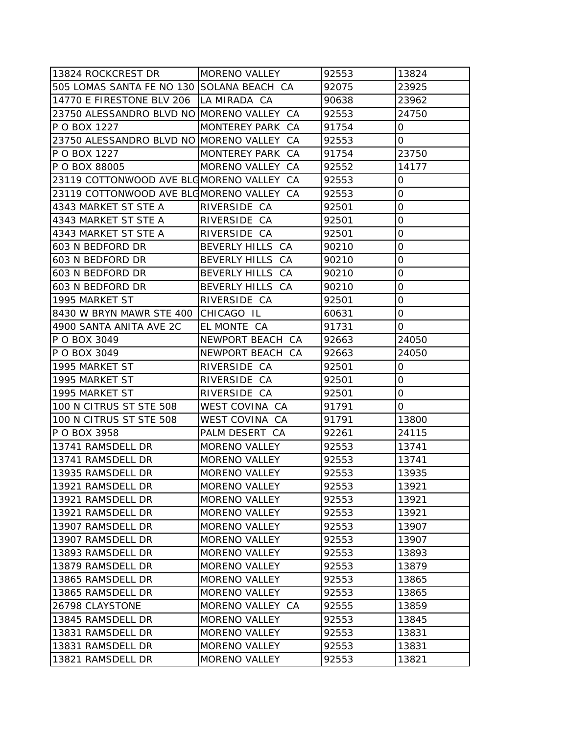| 13824 ROCKCREST DR | MORENO VALLEY | 92553 | 13824 |
|---|---|---|---|
| 505 LOMAS SANTA FE NO 130 | SOLANA BEACH CA | 92075 | 23925 |
| 14770 E FIRESTONE BLV 206 | LA MIRADA CA | 90638 | 23962 |
| 23750 ALESSANDRO BLVD NO | MORENO VALLEY CA | 92553 | 24750 |
| P O BOX 1227 | MONTEREY PARK CA | 91754 | 0 |
| 23750 ALESSANDRO BLVD NO | MORENO VALLEY CA | 92553 | 0 |
| P O BOX 1227 | MONTEREY PARK CA | 91754 | 23750 |
| P O BOX 88005 | MORENO VALLEY CA | 92552 | 14177 |
| 23119 COTTONWOOD AVE BLG | MORENO VALLEY CA | 92553 | 0 |
| 23119 COTTONWOOD AVE BLG | MORENO VALLEY CA | 92553 | 0 |
| 4343 MARKET ST STE A | RIVERSIDE CA | 92501 | 0 |
| 4343 MARKET ST STE A | RIVERSIDE CA | 92501 | 0 |
| 4343 MARKET ST STE A | RIVERSIDE CA | 92501 | 0 |
| 603 N BEDFORD DR | BEVERLY HILLS CA | 90210 | 0 |
| 603 N BEDFORD DR | BEVERLY HILLS CA | 90210 | 0 |
| 603 N BEDFORD DR | BEVERLY HILLS CA | 90210 | 0 |
| 603 N BEDFORD DR | BEVERLY HILLS CA | 90210 | 0 |
| 1995 MARKET ST | RIVERSIDE CA | 92501 | 0 |
| 8430 W BRYN MAWR STE 400 | CHICAGO IL | 60631 | 0 |
| 4900 SANTA ANITA AVE 2C | EL MONTE CA | 91731 | 0 |
| P O BOX 3049 | NEWPORT BEACH CA | 92663 | 24050 |
| P O BOX 3049 | NEWPORT BEACH CA | 92663 | 24050 |
| 1995 MARKET ST | RIVERSIDE CA | 92501 | 0 |
| 1995 MARKET ST | RIVERSIDE CA | 92501 | 0 |
| 1995 MARKET ST | RIVERSIDE CA | 92501 | 0 |
| 100 N CITRUS ST STE 508 | WEST COVINA CA | 91791 | 0 |
| 100 N CITRUS ST STE 508 | WEST COVINA CA | 91791 | 13800 |
| P O BOX 3958 | PALM DESERT CA | 92261 | 24115 |
| 13741 RAMSDELL DR | MORENO VALLEY | 92553 | 13741 |
| 13741 RAMSDELL DR | MORENO VALLEY | 92553 | 13741 |
| 13935 RAMSDELL DR | MORENO VALLEY | 92553 | 13935 |
| 13921 RAMSDELL DR | MORENO VALLEY | 92553 | 13921 |
| 13921 RAMSDELL DR | MORENO VALLEY | 92553 | 13921 |
| 13921 RAMSDELL DR | MORENO VALLEY | 92553 | 13921 |
| 13907 RAMSDELL DR | MORENO VALLEY | 92553 | 13907 |
| 13907 RAMSDELL DR | MORENO VALLEY | 92553 | 13907 |
| 13893 RAMSDELL DR | MORENO VALLEY | 92553 | 13893 |
| 13879 RAMSDELL DR | MORENO VALLEY | 92553 | 13879 |
| 13865 RAMSDELL DR | MORENO VALLEY | 92553 | 13865 |
| 13865 RAMSDELL DR | MORENO VALLEY | 92553 | 13865 |
| 26798 CLAYSTONE | MORENO VALLEY CA | 92555 | 13859 |
| 13845 RAMSDELL DR | MORENO VALLEY | 92553 | 13845 |
| 13831 RAMSDELL DR | MORENO VALLEY | 92553 | 13831 |
| 13831 RAMSDELL DR | MORENO VALLEY | 92553 | 13831 |
| 13821 RAMSDELL DR | MORENO VALLEY | 92553 | 13821 |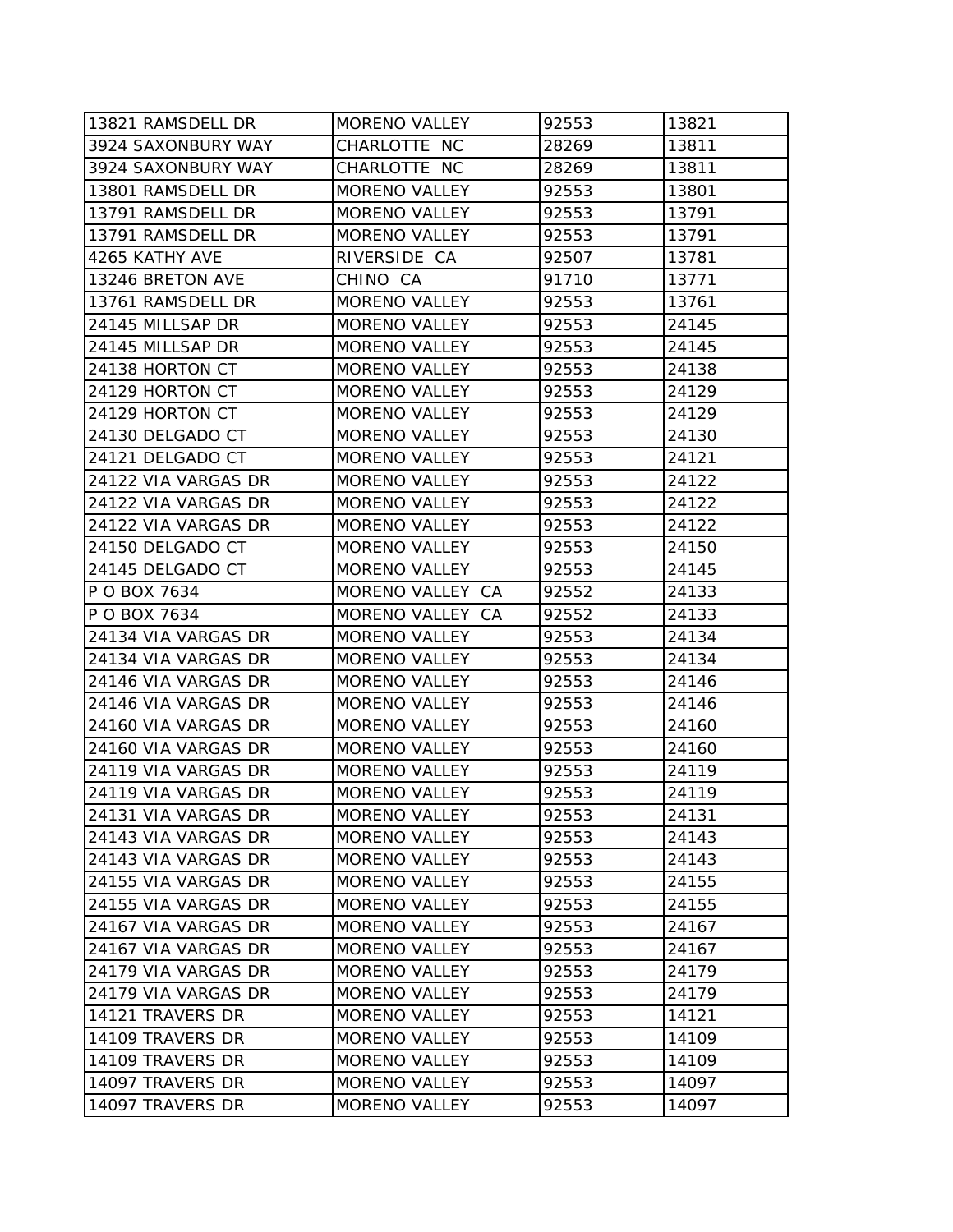| 13821 RAMSDELL DR | MORENO VALLEY | 92553 | 13821 |
|---|---|---|---|
| 3924 SAXONBURY WAY | CHARLOTTE NC | 28269 | 13811 |
| 3924 SAXONBURY WAY | CHARLOTTE NC | 28269 | 13811 |
| 13801 RAMSDELL DR | MORENO VALLEY | 92553 | 13801 |
| 13791 RAMSDELL DR | MORENO VALLEY | 92553 | 13791 |
| 13791 RAMSDELL DR | MORENO VALLEY | 92553 | 13791 |
| 4265 KATHY AVE | RIVERSIDE CA | 92507 | 13781 |
| 13246 BRETON AVE | CHINO CA | 91710 | 13771 |
| 13761 RAMSDELL DR | MORENO VALLEY | 92553 | 13761 |
| 24145 MILLSAP DR | MORENO VALLEY | 92553 | 24145 |
| 24145 MILLSAP DR | MORENO VALLEY | 92553 | 24145 |
| 24138 HORTON CT | MORENO VALLEY | 92553 | 24138 |
| 24129 HORTON CT | MORENO VALLEY | 92553 | 24129 |
| 24129 HORTON CT | MORENO VALLEY | 92553 | 24129 |
| 24130 DELGADO CT | MORENO VALLEY | 92553 | 24130 |
| 24121 DELGADO CT | MORENO VALLEY | 92553 | 24121 |
| 24122 VIA VARGAS DR | MORENO VALLEY | 92553 | 24122 |
| 24122 VIA VARGAS DR | MORENO VALLEY | 92553 | 24122 |
| 24122 VIA VARGAS DR | MORENO VALLEY | 92553 | 24122 |
| 24150 DELGADO CT | MORENO VALLEY | 92553 | 24150 |
| 24145 DELGADO CT | MORENO VALLEY | 92553 | 24145 |
| P O BOX 7634 | MORENO VALLEY CA | 92552 | 24133 |
| P O BOX 7634 | MORENO VALLEY CA | 92552 | 24133 |
| 24134 VIA VARGAS DR | MORENO VALLEY | 92553 | 24134 |
| 24134 VIA VARGAS DR | MORENO VALLEY | 92553 | 24134 |
| 24146 VIA VARGAS DR | MORENO VALLEY | 92553 | 24146 |
| 24146 VIA VARGAS DR | MORENO VALLEY | 92553 | 24146 |
| 24160 VIA VARGAS DR | MORENO VALLEY | 92553 | 24160 |
| 24160 VIA VARGAS DR | MORENO VALLEY | 92553 | 24160 |
| 24119 VIA VARGAS DR | MORENO VALLEY | 92553 | 24119 |
| 24119 VIA VARGAS DR | MORENO VALLEY | 92553 | 24119 |
| 24131 VIA VARGAS DR | MORENO VALLEY | 92553 | 24131 |
| 24143 VIA VARGAS DR | MORENO VALLEY | 92553 | 24143 |
| 24143 VIA VARGAS DR | MORENO VALLEY | 92553 | 24143 |
| 24155 VIA VARGAS DR | MORENO VALLEY | 92553 | 24155 |
| 24155 VIA VARGAS DR | MORENO VALLEY | 92553 | 24155 |
| 24167 VIA VARGAS DR | MORENO VALLEY | 92553 | 24167 |
| 24167 VIA VARGAS DR | MORENO VALLEY | 92553 | 24167 |
| 24179 VIA VARGAS DR | MORENO VALLEY | 92553 | 24179 |
| 24179 VIA VARGAS DR | MORENO VALLEY | 92553 | 24179 |
| 14121 TRAVERS DR | MORENO VALLEY | 92553 | 14121 |
| 14109 TRAVERS DR | MORENO VALLEY | 92553 | 14109 |
| 14109 TRAVERS DR | MORENO VALLEY | 92553 | 14109 |
| 14097 TRAVERS DR | MORENO VALLEY | 92553 | 14097 |
| 14097 TRAVERS DR | MORENO VALLEY | 92553 | 14097 |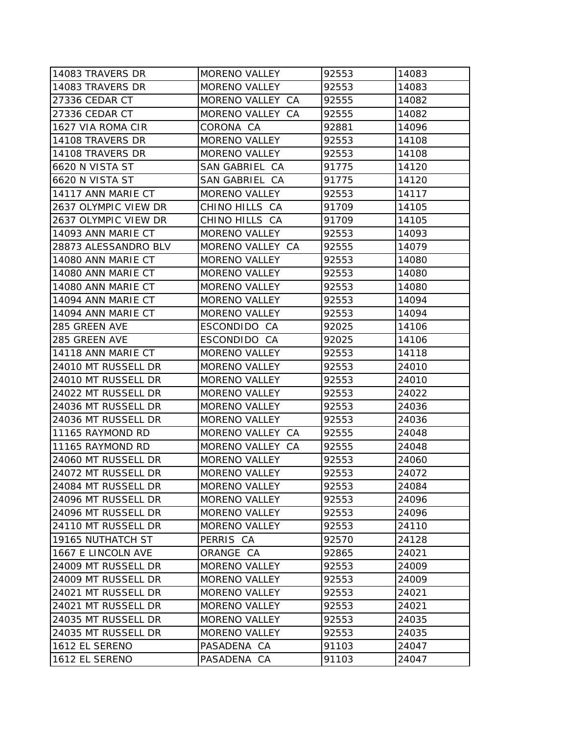| | | | |
|---|---|---|---|
| 14083 TRAVERS DR | MORENO VALLEY | 92553 | 14083 |
| 14083 TRAVERS DR | MORENO VALLEY | 92553 | 14083 |
| 27336 CEDAR CT | MORENO VALLEY CA | 92555 | 14082 |
| 27336 CEDAR CT | MORENO VALLEY CA | 92555 | 14082 |
| 1627 VIA ROMA CIR | CORONA CA | 92881 | 14096 |
| 14108 TRAVERS DR | MORENO VALLEY | 92553 | 14108 |
| 14108 TRAVERS DR | MORENO VALLEY | 92553 | 14108 |
| 6620 N VISTA ST | SAN GABRIEL CA | 91775 | 14120 |
| 6620 N VISTA ST | SAN GABRIEL CA | 91775 | 14120 |
| 14117 ANN MARIE CT | MORENO VALLEY | 92553 | 14117 |
| 2637 OLYMPIC VIEW DR | CHINO HILLS CA | 91709 | 14105 |
| 2637 OLYMPIC VIEW DR | CHINO HILLS CA | 91709 | 14105 |
| 14093 ANN MARIE CT | MORENO VALLEY | 92553 | 14093 |
| 28873 ALESSANDRO BLV | MORENO VALLEY CA | 92555 | 14079 |
| 14080 ANN MARIE CT | MORENO VALLEY | 92553 | 14080 |
| 14080 ANN MARIE CT | MORENO VALLEY | 92553 | 14080 |
| 14080 ANN MARIE CT | MORENO VALLEY | 92553 | 14080 |
| 14094 ANN MARIE CT | MORENO VALLEY | 92553 | 14094 |
| 14094 ANN MARIE CT | MORENO VALLEY | 92553 | 14094 |
| 285 GREEN AVE | ESCONDIDO CA | 92025 | 14106 |
| 285 GREEN AVE | ESCONDIDO CA | 92025 | 14106 |
| 14118 ANN MARIE CT | MORENO VALLEY | 92553 | 14118 |
| 24010 MT RUSSELL DR | MORENO VALLEY | 92553 | 24010 |
| 24010 MT RUSSELL DR | MORENO VALLEY | 92553 | 24010 |
| 24022 MT RUSSELL DR | MORENO VALLEY | 92553 | 24022 |
| 24036 MT RUSSELL DR | MORENO VALLEY | 92553 | 24036 |
| 24036 MT RUSSELL DR | MORENO VALLEY | 92553 | 24036 |
| 11165 RAYMOND RD | MORENO VALLEY CA | 92555 | 24048 |
| 11165 RAYMOND RD | MORENO VALLEY CA | 92555 | 24048 |
| 24060 MT RUSSELL DR | MORENO VALLEY | 92553 | 24060 |
| 24072 MT RUSSELL DR | MORENO VALLEY | 92553 | 24072 |
| 24084 MT RUSSELL DR | MORENO VALLEY | 92553 | 24084 |
| 24096 MT RUSSELL DR | MORENO VALLEY | 92553 | 24096 |
| 24096 MT RUSSELL DR | MORENO VALLEY | 92553 | 24096 |
| 24110 MT RUSSELL DR | MORENO VALLEY | 92553 | 24110 |
| 19165 NUTHATCH ST | PERRIS CA | 92570 | 24128 |
| 1667 E LINCOLN AVE | ORANGE CA | 92865 | 24021 |
| 24009 MT RUSSELL DR | MORENO VALLEY | 92553 | 24009 |
| 24009 MT RUSSELL DR | MORENO VALLEY | 92553 | 24009 |
| 24021 MT RUSSELL DR | MORENO VALLEY | 92553 | 24021 |
| 24021 MT RUSSELL DR | MORENO VALLEY | 92553 | 24021 |
| 24035 MT RUSSELL DR | MORENO VALLEY | 92553 | 24035 |
| 24035 MT RUSSELL DR | MORENO VALLEY | 92553 | 24035 |
| 1612 EL SERENO | PASADENA CA | 91103 | 24047 |
| 1612 EL SERENO | PASADENA CA | 91103 | 24047 |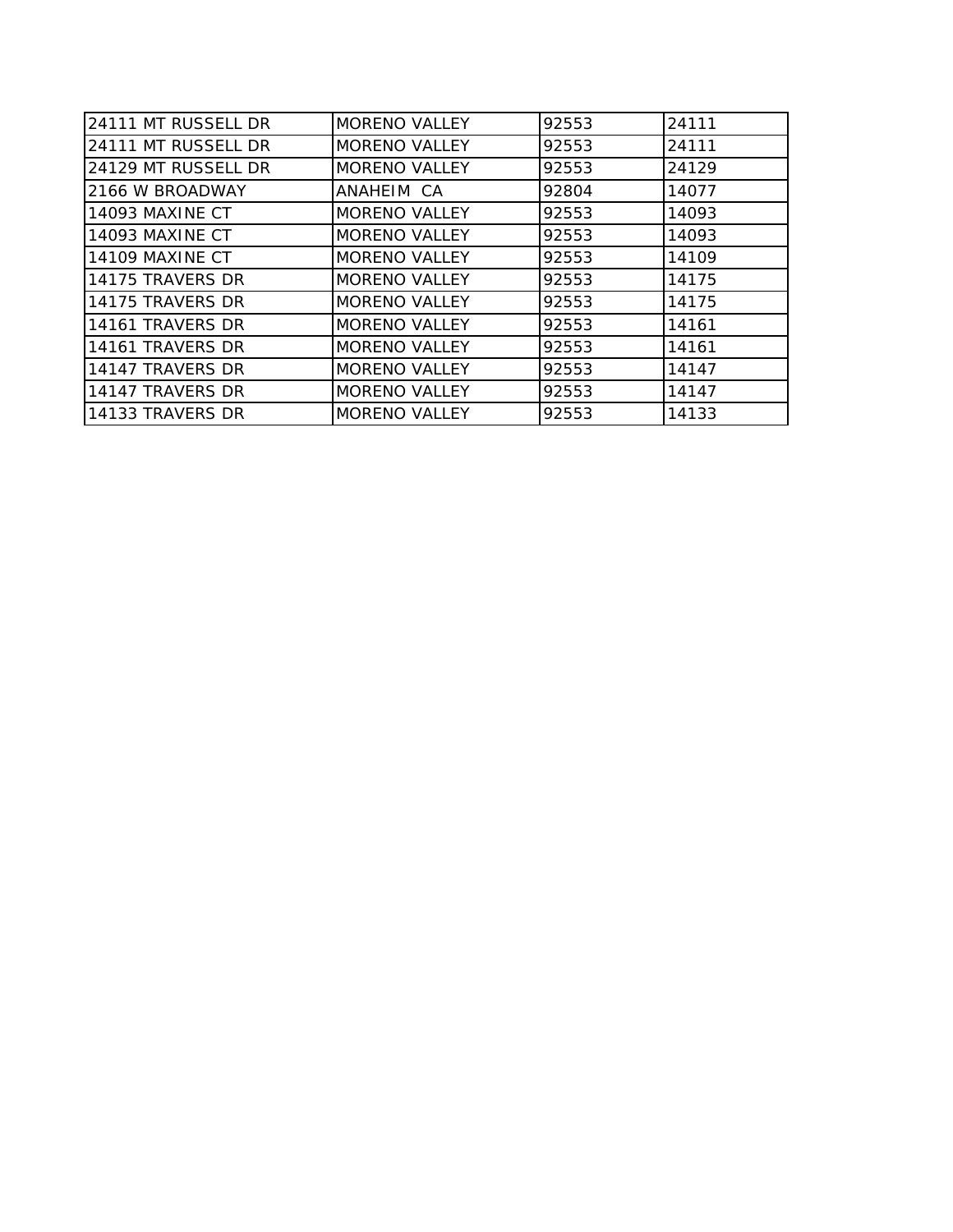| | | | |
|---|---|---|---|
| 24111 MT RUSSELL DR | MORENO VALLEY | 92553 | 24111 |
| 24111 MT RUSSELL DR | MORENO VALLEY | 92553 | 24111 |
| 24129 MT RUSSELL DR | MORENO VALLEY | 92553 | 24129 |
| 2166 W BROADWAY | ANAHEIM  CA | 92804 | 14077 |
| 14093 MAXINE CT | MORENO VALLEY | 92553 | 14093 |
| 14093 MAXINE CT | MORENO VALLEY | 92553 | 14093 |
| 14109 MAXINE CT | MORENO VALLEY | 92553 | 14109 |
| 14175 TRAVERS DR | MORENO VALLEY | 92553 | 14175 |
| 14175 TRAVERS DR | MORENO VALLEY | 92553 | 14175 |
| 14161 TRAVERS DR | MORENO VALLEY | 92553 | 14161 |
| 14161 TRAVERS DR | MORENO VALLEY | 92553 | 14161 |
| 14147 TRAVERS DR | MORENO VALLEY | 92553 | 14147 |
| 14147 TRAVERS DR | MORENO VALLEY | 92553 | 14147 |
| 14133 TRAVERS DR | MORENO VALLEY | 92553 | 14133 |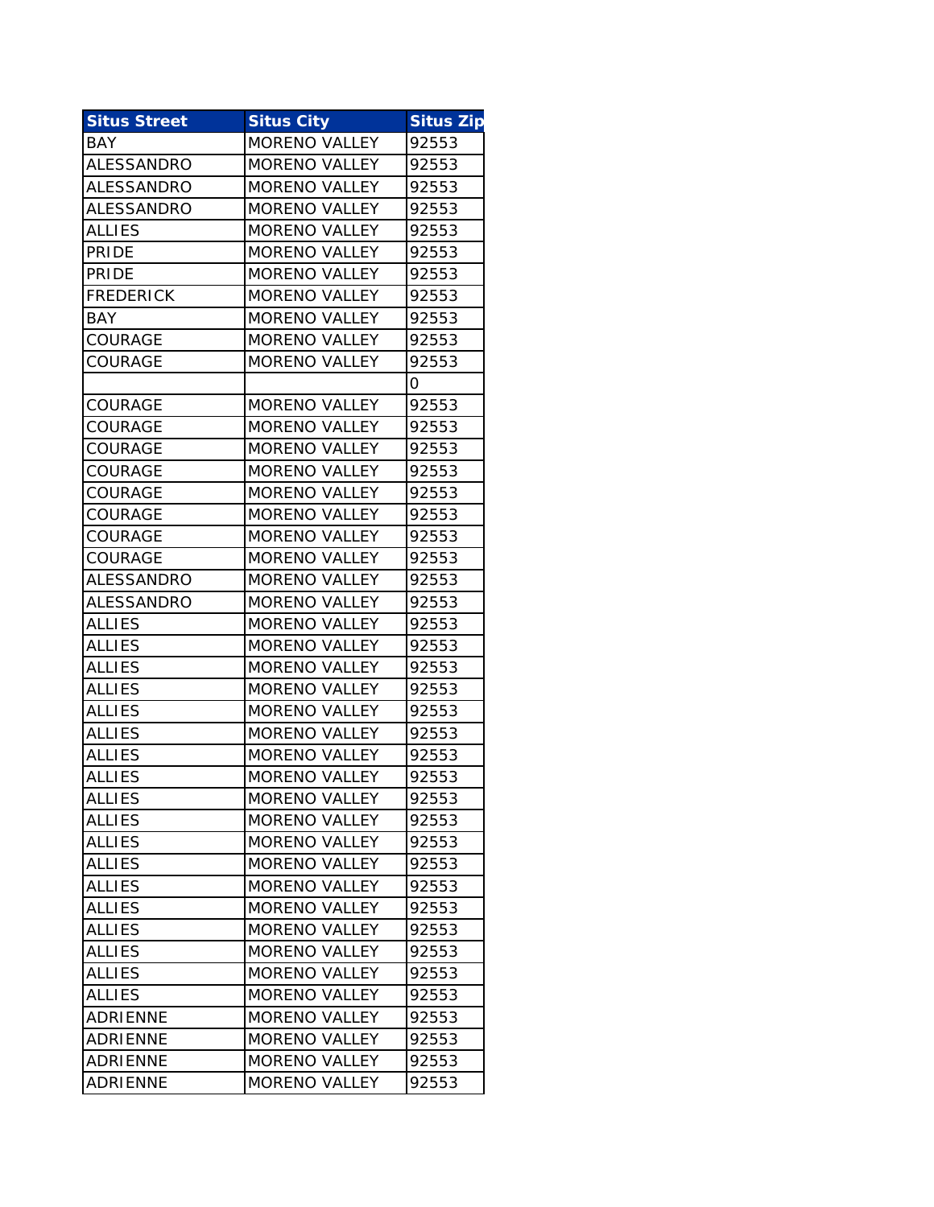| Situs Street | Situs City | Situs Zip |
| --- | --- | --- |
| BAY | MORENO VALLEY | 92553 |
| ALESSANDRO | MORENO VALLEY | 92553 |
| ALESSANDRO | MORENO VALLEY | 92553 |
| ALESSANDRO | MORENO VALLEY | 92553 |
| ALLIES | MORENO VALLEY | 92553 |
| PRIDE | MORENO VALLEY | 92553 |
| PRIDE | MORENO VALLEY | 92553 |
| FREDERICK | MORENO VALLEY | 92553 |
| BAY | MORENO VALLEY | 92553 |
| COURAGE | MORENO VALLEY | 92553 |
| COURAGE | MORENO VALLEY | 92553 |
| | | 0 |
| COURAGE | MORENO VALLEY | 92553 |
| COURAGE | MORENO VALLEY | 92553 |
| COURAGE | MORENO VALLEY | 92553 |
| COURAGE | MORENO VALLEY | 92553 |
| COURAGE | MORENO VALLEY | 92553 |
| COURAGE | MORENO VALLEY | 92553 |
| COURAGE | MORENO VALLEY | 92553 |
| COURAGE | MORENO VALLEY | 92553 |
| ALESSANDRO | MORENO VALLEY | 92553 |
| ALESSANDRO | MORENO VALLEY | 92553 |
| ALLIES | MORENO VALLEY | 92553 |
| ALLIES | MORENO VALLEY | 92553 |
| ALLIES | MORENO VALLEY | 92553 |
| ALLIES | MORENO VALLEY | 92553 |
| ALLIES | MORENO VALLEY | 92553 |
| ALLIES | MORENO VALLEY | 92553 |
| ALLIES | MORENO VALLEY | 92553 |
| ALLIES | MORENO VALLEY | 92553 |
| ALLIES | MORENO VALLEY | 92553 |
| ALLIES | MORENO VALLEY | 92553 |
| ALLIES | MORENO VALLEY | 92553 |
| ALLIES | MORENO VALLEY | 92553 |
| ALLIES | MORENO VALLEY | 92553 |
| ALLIES | MORENO VALLEY | 92553 |
| ALLIES | MORENO VALLEY | 92553 |
| ALLIES | MORENO VALLEY | 92553 |
| ALLIES | MORENO VALLEY | 92553 |
| ALLIES | MORENO VALLEY | 92553 |
| ADRIENNE | MORENO VALLEY | 92553 |
| ADRIENNE | MORENO VALLEY | 92553 |
| ADRIENNE | MORENO VALLEY | 92553 |
| ADRIENNE | MORENO VALLEY | 92553 |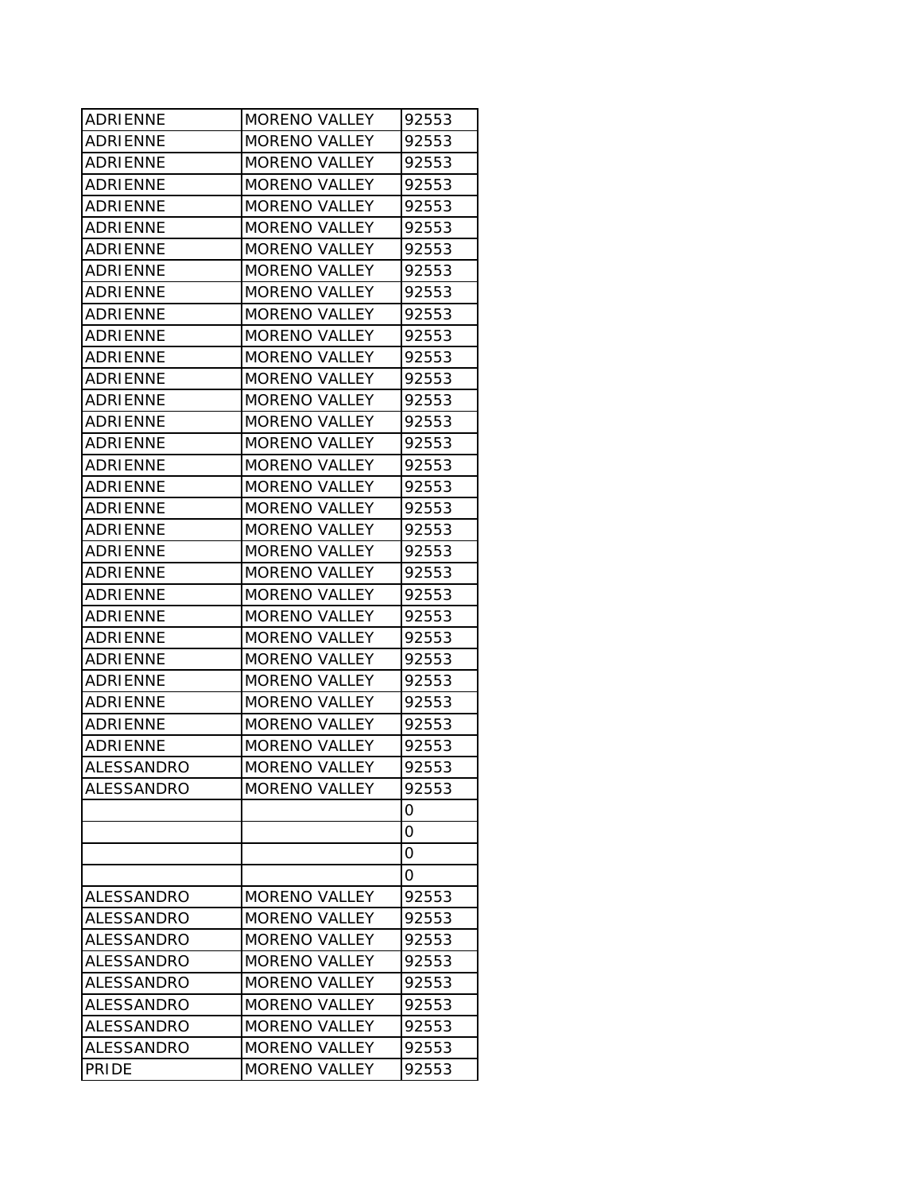| ADRIENNE | MORENO VALLEY | 92553 |
| --- | --- | --- |
| ADRIENNE | MORENO VALLEY | 92553 |
| ADRIENNE | MORENO VALLEY | 92553 |
| ADRIENNE | MORENO VALLEY | 92553 |
| ADRIENNE | MORENO VALLEY | 92553 |
| ADRIENNE | MORENO VALLEY | 92553 |
| ADRIENNE | MORENO VALLEY | 92553 |
| ADRIENNE | MORENO VALLEY | 92553 |
| ADRIENNE | MORENO VALLEY | 92553 |
| ADRIENNE | MORENO VALLEY | 92553 |
| ADRIENNE | MORENO VALLEY | 92553 |
| ADRIENNE | MORENO VALLEY | 92553 |
| ADRIENNE | MORENO VALLEY | 92553 |
| ADRIENNE | MORENO VALLEY | 92553 |
| ADRIENNE | MORENO VALLEY | 92553 |
| ADRIENNE | MORENO VALLEY | 92553 |
| ADRIENNE | MORENO VALLEY | 92553 |
| ADRIENNE | MORENO VALLEY | 92553 |
| ADRIENNE | MORENO VALLEY | 92553 |
| ADRIENNE | MORENO VALLEY | 92553 |
| ADRIENNE | MORENO VALLEY | 92553 |
| ADRIENNE | MORENO VALLEY | 92553 |
| ADRIENNE | MORENO VALLEY | 92553 |
| ADRIENNE | MORENO VALLEY | 92553 |
| ADRIENNE | MORENO VALLEY | 92553 |
| ADRIENNE | MORENO VALLEY | 92553 |
| ADRIENNE | MORENO VALLEY | 92553 |
| ADRIENNE | MORENO VALLEY | 92553 |
| ADRIENNE | MORENO VALLEY | 92553 |
| ADRIENNE | MORENO VALLEY | 92553 |
| ALESSANDRO | MORENO VALLEY | 92553 |
| ALESSANDRO | MORENO VALLEY | 92553 |
| | | 0 |
| | | 0 |
| | | 0 |
| | | 0 |
| ALESSANDRO | MORENO VALLEY | 92553 |
| ALESSANDRO | MORENO VALLEY | 92553 |
| ALESSANDRO | MORENO VALLEY | 92553 |
| ALESSANDRO | MORENO VALLEY | 92553 |
| ALESSANDRO | MORENO VALLEY | 92553 |
| ALESSANDRO | MORENO VALLEY | 92553 |
| ALESSANDRO | MORENO VALLEY | 92553 |
| ALESSANDRO | MORENO VALLEY | 92553 |
| PRIDE | MORENO VALLEY | 92553 |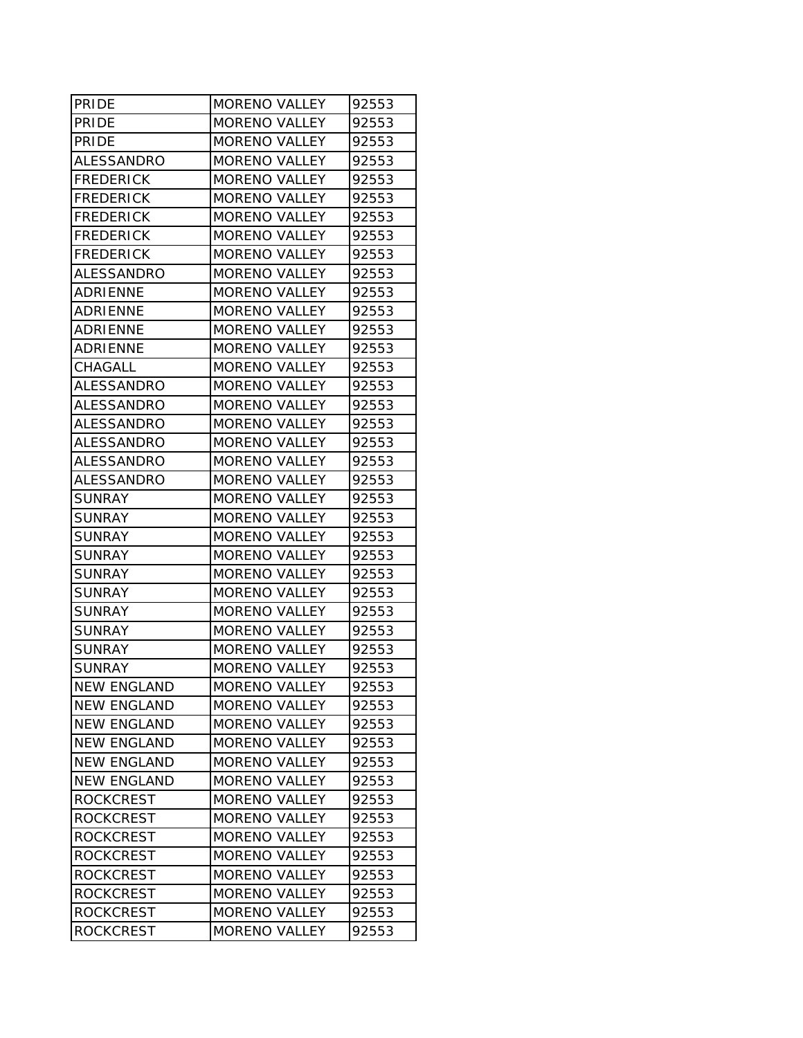| PRIDE | MORENO VALLEY | 92553 |
|---|---|---|
| PRIDE | MORENO VALLEY | 92553 |
| PRIDE | MORENO VALLEY | 92553 |
| ALESSANDRO | MORENO VALLEY | 92553 |
| FREDERICK | MORENO VALLEY | 92553 |
| FREDERICK | MORENO VALLEY | 92553 |
| FREDERICK | MORENO VALLEY | 92553 |
| FREDERICK | MORENO VALLEY | 92553 |
| FREDERICK | MORENO VALLEY | 92553 |
| ALESSANDRO | MORENO VALLEY | 92553 |
| ADRIENNE | MORENO VALLEY | 92553 |
| ADRIENNE | MORENO VALLEY | 92553 |
| ADRIENNE | MORENO VALLEY | 92553 |
| ADRIENNE | MORENO VALLEY | 92553 |
| CHAGALL | MORENO VALLEY | 92553 |
| ALESSANDRO | MORENO VALLEY | 92553 |
| ALESSANDRO | MORENO VALLEY | 92553 |
| ALESSANDRO | MORENO VALLEY | 92553 |
| ALESSANDRO | MORENO VALLEY | 92553 |
| ALESSANDRO | MORENO VALLEY | 92553 |
| ALESSANDRO | MORENO VALLEY | 92553 |
| SUNRAY | MORENO VALLEY | 92553 |
| SUNRAY | MORENO VALLEY | 92553 |
| SUNRAY | MORENO VALLEY | 92553 |
| SUNRAY | MORENO VALLEY | 92553 |
| SUNRAY | MORENO VALLEY | 92553 |
| SUNRAY | MORENO VALLEY | 92553 |
| SUNRAY | MORENO VALLEY | 92553 |
| SUNRAY | MORENO VALLEY | 92553 |
| SUNRAY | MORENO VALLEY | 92553 |
| SUNRAY | MORENO VALLEY | 92553 |
| NEW ENGLAND | MORENO VALLEY | 92553 |
| NEW ENGLAND | MORENO VALLEY | 92553 |
| NEW ENGLAND | MORENO VALLEY | 92553 |
| NEW ENGLAND | MORENO VALLEY | 92553 |
| NEW ENGLAND | MORENO VALLEY | 92553 |
| NEW ENGLAND | MORENO VALLEY | 92553 |
| ROCKCREST | MORENO VALLEY | 92553 |
| ROCKCREST | MORENO VALLEY | 92553 |
| ROCKCREST | MORENO VALLEY | 92553 |
| ROCKCREST | MORENO VALLEY | 92553 |
| ROCKCREST | MORENO VALLEY | 92553 |
| ROCKCREST | MORENO VALLEY | 92553 |
| ROCKCREST | MORENO VALLEY | 92553 |
| ROCKCREST | MORENO VALLEY | 92553 |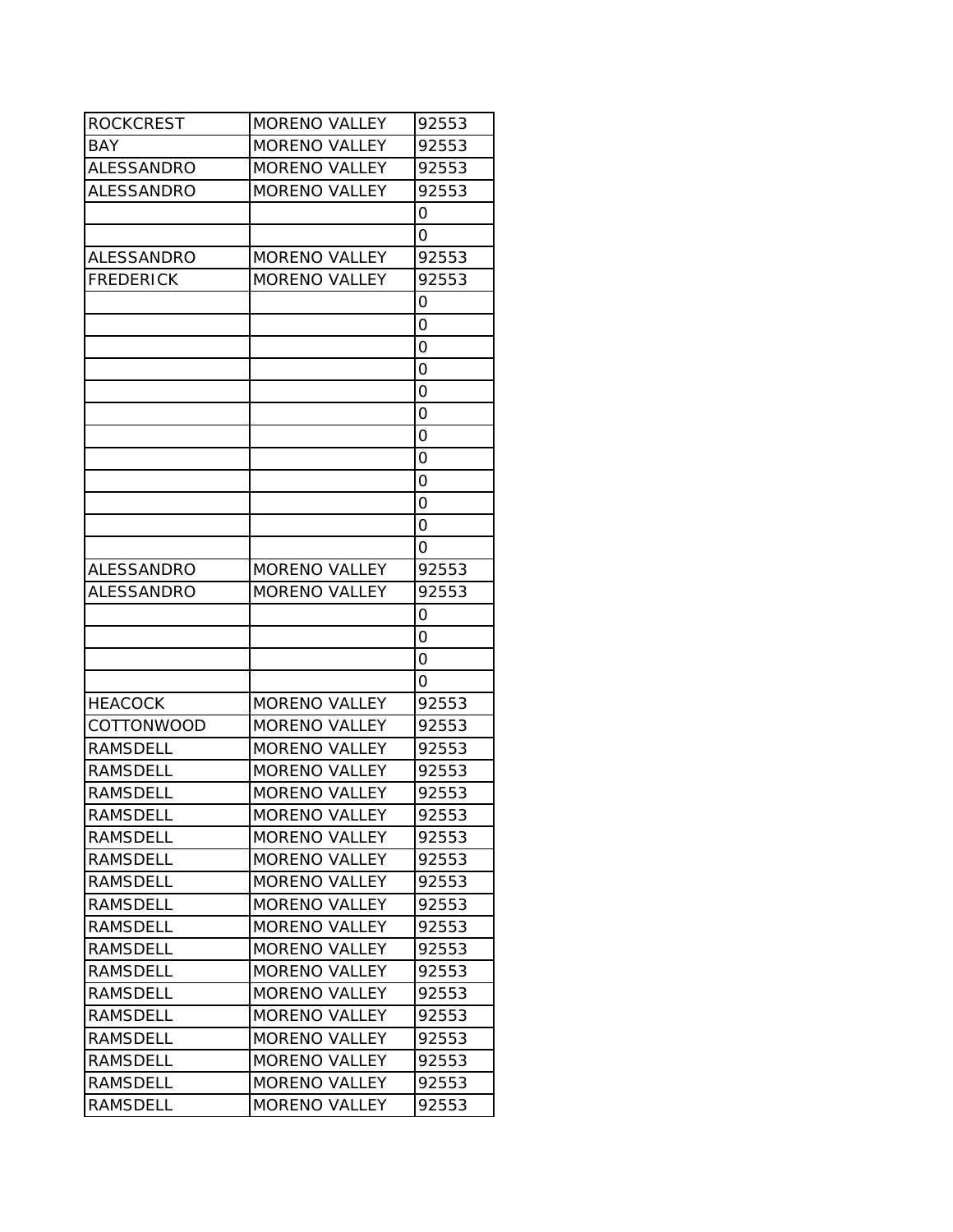| ROCKCREST | MORENO VALLEY | 92553 |
| --- | --- | --- |
| BAY | MORENO VALLEY | 92553 |
| ALESSANDRO | MORENO VALLEY | 92553 |
| ALESSANDRO | MORENO VALLEY | 92553 |
| | | 0 |
| | | 0 |
| ALESSANDRO | MORENO VALLEY | 92553 |
| FREDERICK | MORENO VALLEY | 92553 |
| | | 0 |
| | | 0 |
| | | 0 |
| | | 0 |
| | | 0 |
| | | 0 |
| | | 0 |
| | | 0 |
| | | 0 |
| | | 0 |
| | | 0 |
| | | 0 |
| ALESSANDRO | MORENO VALLEY | 92553 |
| ALESSANDRO | MORENO VALLEY | 92553 |
| | | 0 |
| | | 0 |
| | | 0 |
| | | 0 |
| HEACOCK | MORENO VALLEY | 92553 |
| COTTONWOOD | MORENO VALLEY | 92553 |
| RAMSDELL | MORENO VALLEY | 92553 |
| RAMSDELL | MORENO VALLEY | 92553 |
| RAMSDELL | MORENO VALLEY | 92553 |
| RAMSDELL | MORENO VALLEY | 92553 |
| RAMSDELL | MORENO VALLEY | 92553 |
| RAMSDELL | MORENO VALLEY | 92553 |
| RAMSDELL | MORENO VALLEY | 92553 |
| RAMSDELL | MORENO VALLEY | 92553 |
| RAMSDELL | MORENO VALLEY | 92553 |
| RAMSDELL | MORENO VALLEY | 92553 |
| RAMSDELL | MORENO VALLEY | 92553 |
| RAMSDELL | MORENO VALLEY | 92553 |
| RAMSDELL | MORENO VALLEY | 92553 |
| RAMSDELL | MORENO VALLEY | 92553 |
| RAMSDELL | MORENO VALLEY | 92553 |
| RAMSDELL | MORENO VALLEY | 92553 |
| RAMSDELL | MORENO VALLEY | 92553 |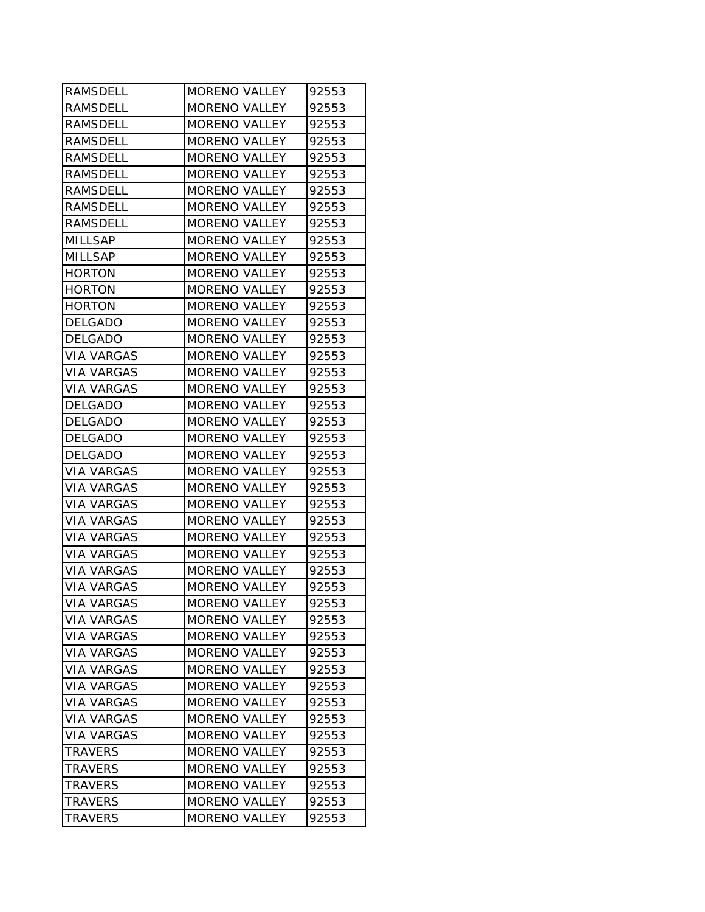| | | |
|---|---|---|
| RAMSDELL | MORENO VALLEY | 92553 |
| RAMSDELL | MORENO VALLEY | 92553 |
| RAMSDELL | MORENO VALLEY | 92553 |
| RAMSDELL | MORENO VALLEY | 92553 |
| RAMSDELL | MORENO VALLEY | 92553 |
| RAMSDELL | MORENO VALLEY | 92553 |
| RAMSDELL | MORENO VALLEY | 92553 |
| RAMSDELL | MORENO VALLEY | 92553 |
| RAMSDELL | MORENO VALLEY | 92553 |
| MILLSAP | MORENO VALLEY | 92553 |
| MILLSAP | MORENO VALLEY | 92553 |
| HORTON | MORENO VALLEY | 92553 |
| HORTON | MORENO VALLEY | 92553 |
| HORTON | MORENO VALLEY | 92553 |
| DELGADO | MORENO VALLEY | 92553 |
| DELGADO | MORENO VALLEY | 92553 |
| VIA VARGAS | MORENO VALLEY | 92553 |
| VIA VARGAS | MORENO VALLEY | 92553 |
| VIA VARGAS | MORENO VALLEY | 92553 |
| DELGADO | MORENO VALLEY | 92553 |
| DELGADO | MORENO VALLEY | 92553 |
| DELGADO | MORENO VALLEY | 92553 |
| DELGADO | MORENO VALLEY | 92553 |
| VIA VARGAS | MORENO VALLEY | 92553 |
| VIA VARGAS | MORENO VALLEY | 92553 |
| VIA VARGAS | MORENO VALLEY | 92553 |
| VIA VARGAS | MORENO VALLEY | 92553 |
| VIA VARGAS | MORENO VALLEY | 92553 |
| VIA VARGAS | MORENO VALLEY | 92553 |
| VIA VARGAS | MORENO VALLEY | 92553 |
| VIA VARGAS | MORENO VALLEY | 92553 |
| VIA VARGAS | MORENO VALLEY | 92553 |
| VIA VARGAS | MORENO VALLEY | 92553 |
| VIA VARGAS | MORENO VALLEY | 92553 |
| VIA VARGAS | MORENO VALLEY | 92553 |
| VIA VARGAS | MORENO VALLEY | 92553 |
| VIA VARGAS | MORENO VALLEY | 92553 |
| VIA VARGAS | MORENO VALLEY | 92553 |
| VIA VARGAS | MORENO VALLEY | 92553 |
| VIA VARGAS | MORENO VALLEY | 92553 |
| TRAVERS | MORENO VALLEY | 92553 |
| TRAVERS | MORENO VALLEY | 92553 |
| TRAVERS | MORENO VALLEY | 92553 |
| TRAVERS | MORENO VALLEY | 92553 |
| TRAVERS | MORENO VALLEY | 92553 |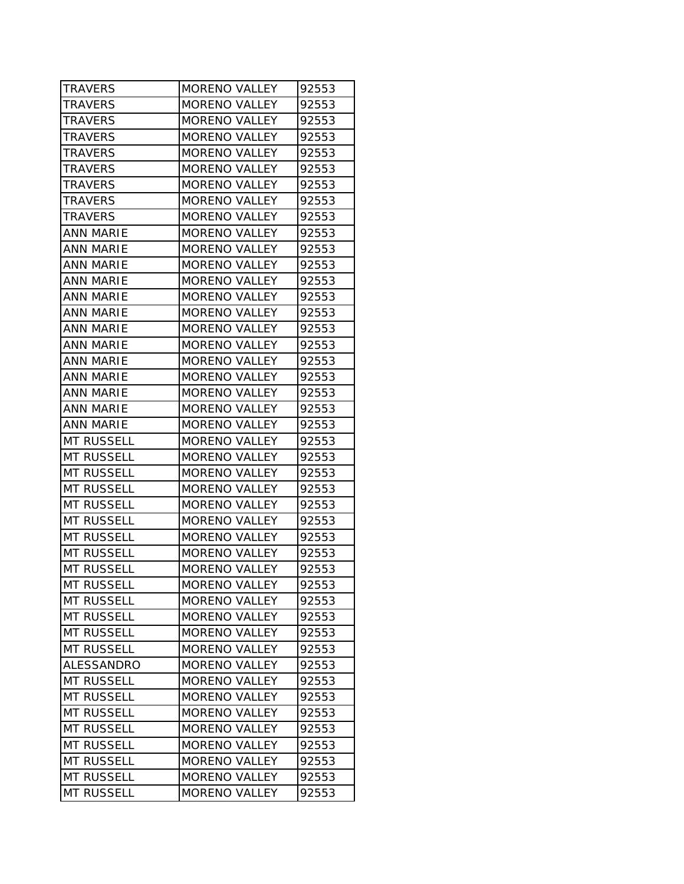| TRAVERS | MORENO VALLEY | 92553 |
|---|---|---|
| TRAVERS | MORENO VALLEY | 92553 |
| TRAVERS | MORENO VALLEY | 92553 |
| TRAVERS | MORENO VALLEY | 92553 |
| TRAVERS | MORENO VALLEY | 92553 |
| TRAVERS | MORENO VALLEY | 92553 |
| TRAVERS | MORENO VALLEY | 92553 |
| TRAVERS | MORENO VALLEY | 92553 |
| TRAVERS | MORENO VALLEY | 92553 |
| ANN MARIE | MORENO VALLEY | 92553 |
| ANN MARIE | MORENO VALLEY | 92553 |
| ANN MARIE | MORENO VALLEY | 92553 |
| ANN MARIE | MORENO VALLEY | 92553 |
| ANN MARIE | MORENO VALLEY | 92553 |
| ANN MARIE | MORENO VALLEY | 92553 |
| ANN MARIE | MORENO VALLEY | 92553 |
| ANN MARIE | MORENO VALLEY | 92553 |
| ANN MARIE | MORENO VALLEY | 92553 |
| ANN MARIE | MORENO VALLEY | 92553 |
| ANN MARIE | MORENO VALLEY | 92553 |
| ANN MARIE | MORENO VALLEY | 92553 |
| ANN MARIE | MORENO VALLEY | 92553 |
| MT RUSSELL | MORENO VALLEY | 92553 |
| MT RUSSELL | MORENO VALLEY | 92553 |
| MT RUSSELL | MORENO VALLEY | 92553 |
| MT RUSSELL | MORENO VALLEY | 92553 |
| MT RUSSELL | MORENO VALLEY | 92553 |
| MT RUSSELL | MORENO VALLEY | 92553 |
| MT RUSSELL | MORENO VALLEY | 92553 |
| MT RUSSELL | MORENO VALLEY | 92553 |
| MT RUSSELL | MORENO VALLEY | 92553 |
| MT RUSSELL | MORENO VALLEY | 92553 |
| MT RUSSELL | MORENO VALLEY | 92553 |
| MT RUSSELL | MORENO VALLEY | 92553 |
| MT RUSSELL | MORENO VALLEY | 92553 |
| MT RUSSELL | MORENO VALLEY | 92553 |
| ALESSANDRO | MORENO VALLEY | 92553 |
| MT RUSSELL | MORENO VALLEY | 92553 |
| MT RUSSELL | MORENO VALLEY | 92553 |
| MT RUSSELL | MORENO VALLEY | 92553 |
| MT RUSSELL | MORENO VALLEY | 92553 |
| MT RUSSELL | MORENO VALLEY | 92553 |
| MT RUSSELL | MORENO VALLEY | 92553 |
| MT RUSSELL | MORENO VALLEY | 92553 |
| MT RUSSELL | MORENO VALLEY | 92553 |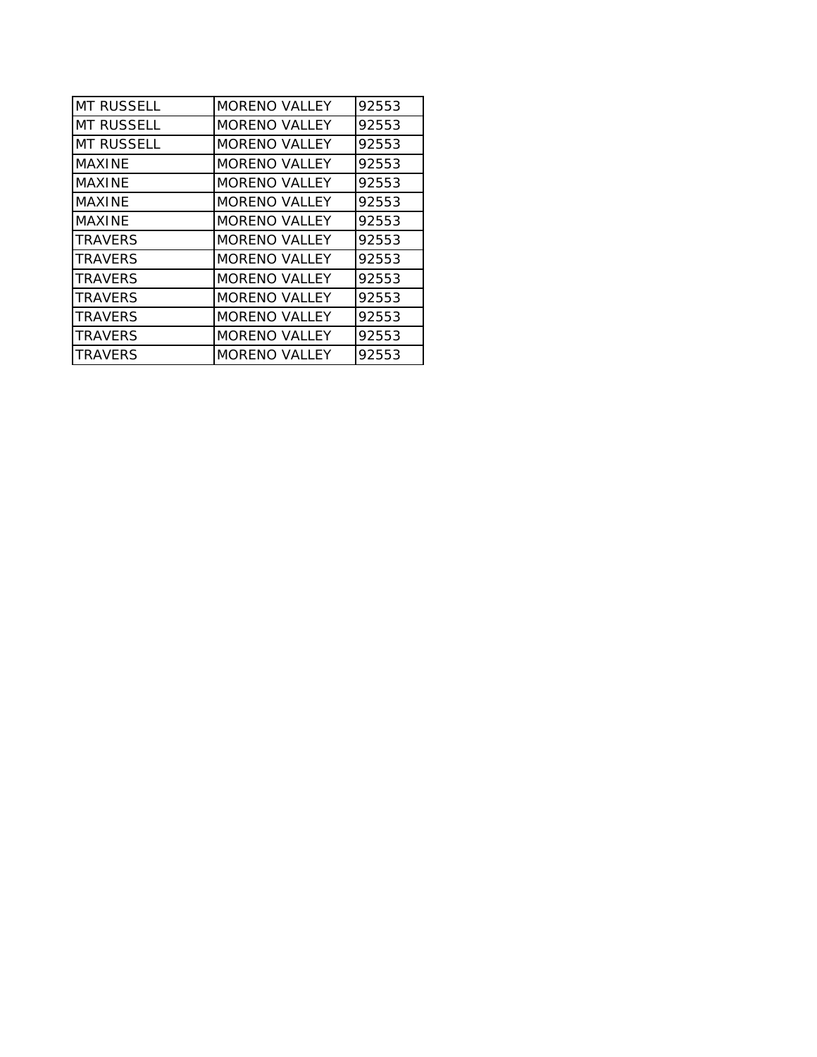| | | |
|---|---|---|
| MT RUSSELL | MORENO VALLEY | 92553 |
| MT RUSSELL | MORENO VALLEY | 92553 |
| MT RUSSELL | MORENO VALLEY | 92553 |
| MAXINE | MORENO VALLEY | 92553 |
| MAXINE | MORENO VALLEY | 92553 |
| MAXINE | MORENO VALLEY | 92553 |
| MAXINE | MORENO VALLEY | 92553 |
| TRAVERS | MORENO VALLEY | 92553 |
| TRAVERS | MORENO VALLEY | 92553 |
| TRAVERS | MORENO VALLEY | 92553 |
| TRAVERS | MORENO VALLEY | 92553 |
| TRAVERS | MORENO VALLEY | 92553 |
| TRAVERS | MORENO VALLEY | 92553 |
| TRAVERS | MORENO VALLEY | 92553 |